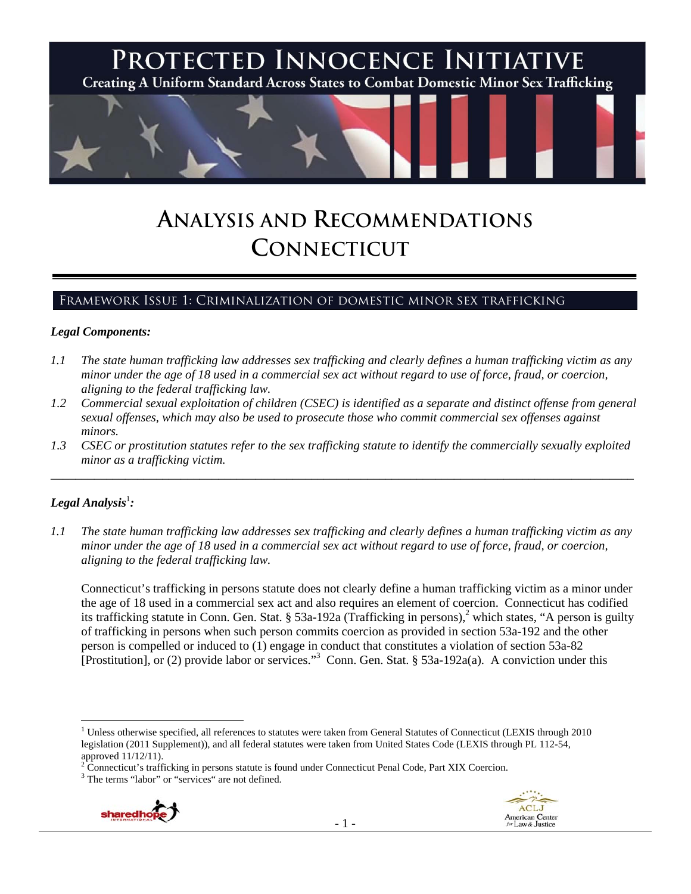# PROTECTED INNOCENCE INITIATIVE

Creating A Uniform Standard Across States to Combat Domestic Minor Sex Trafficking

# ANALYSIS AND RECOMMENDATIONS CONNECTICUT

## FRAMEWORK ISSUE 1: CRIMINALIZATION OF DOMESTIC MINOR SEX TRAFFICKING

### *Legal Components:*

*1.1 The state human trafficking law addresses sex trafficking and clearly defines a human trafficking victim as any minor under the age of 18 used in a commercial sex act without regard to use of force, fraud, or coercion, aligning to the federal trafficking law.*

*1.2 Commercial sexual exploitation of children (CSEC) is identified as a separate and distinct offense from general sexual offenses, which may also be used to prosecute those who commit commercial sex offenses against minors.*

*1.3 CSEC or prostitution statutes refer to the sex trafficking statute to identify the commercially sexually exploited minor as a trafficking victim.*

---

### *Legal Analysis*[1]*:*

*1.1 The state human trafficking law addresses sex trafficking and clearly defines a human trafficking victim as any minor under the age of 18 used in a commercial sex act without regard to use of force, fraud, or coercion, aligning to the federal trafficking law.*

Connecticut's trafficking in persons statute does not clearly define a human trafficking victim as a minor under the age of 18 used in a commercial sex act and also requires an element of coercion. Connecticut has codified its trafficking statute in Conn. Gen. Stat. § 53a-192a (Trafficking in persons),[2] which states, "A person is guilty of trafficking in persons when such person commits coercion as provided in section 53a-192 and the other person is compelled or induced to (1) engage in conduct that constitutes a violation of section 53a-82 [Prostitution], or (2) provide labor or services."[3] Conn. Gen. Stat. § 53a-192a(a). A conviction under this

---

[1] Unless otherwise specified, all references to statutes were taken from General Statutes of Connecticut (LEXIS through 2010 legislation (2011 Supplement)), and all federal statutes were taken from United States Code (LEXIS through PL 112-54, approved 11/12/11).

[2] Connecticut's trafficking in persons statute is found under Connecticut Penal Code, Part XIX Coercion.

[3] The terms "labor" or "services" are not defined.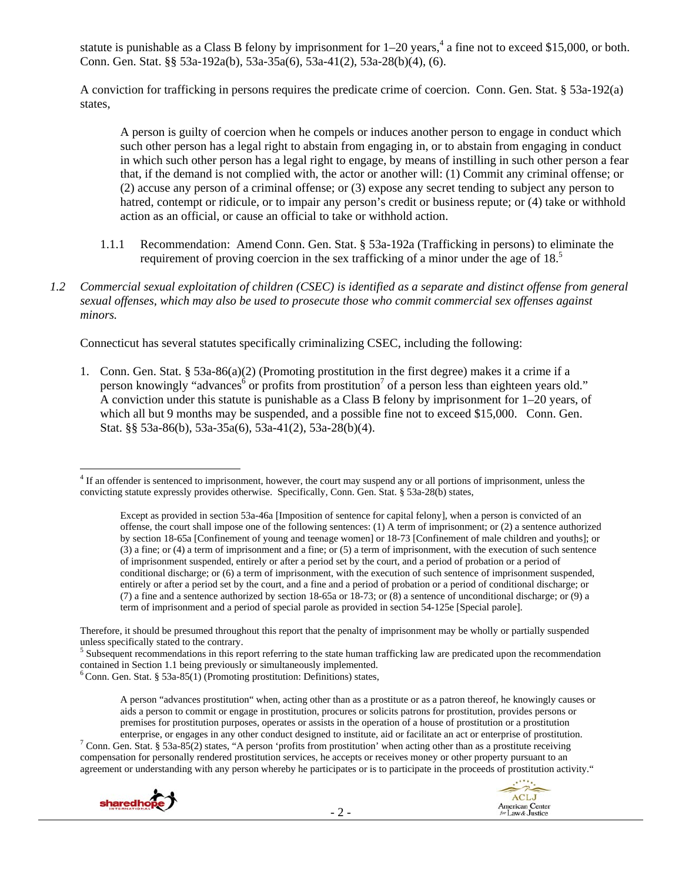statute is punishable as a Class B felony by imprisonment for 1–20 years,[4] a fine not to exceed $15,000, or both. Conn. Gen. Stat. §§ 53a-192a(b), 53a-35a(6), 53a-41(2), 53a-28(b)(4), (6).

A conviction for trafficking in persons requires the predicate crime of coercion. Conn. Gen. Stat. § 53a-192(a) states,

> A person is guilty of coercion when he compels or induces another person to engage in conduct which such other person has a legal right to abstain from engaging in, or to abstain from engaging in conduct in which such other person has a legal right to engage, by means of instilling in such other person a fear that, if the demand is not complied with, the actor or another will: (1) Commit any criminal offense; or (2) accuse any person of a criminal offense; or (3) expose any secret tending to subject any person to hatred, contempt or ridicule, or to impair any person's credit or business repute; or (4) take or withhold action as an official, or cause an official to take or withhold action.

1.1.1 Recommendation: Amend Conn. Gen. Stat. § 53a-192a (Trafficking in persons) to eliminate the requirement of proving coercion in the sex trafficking of a minor under the age of 18.[5]

*1.2 Commercial sexual exploitation of children (CSEC) is identified as a separate and distinct offense from general sexual offenses, which may also be used to prosecute those who commit commercial sex offenses against minors.*

Connecticut has several statutes specifically criminalizing CSEC, including the following:

1. Conn. Gen. Stat. § 53a-86(a)(2) (Promoting prostitution in the first degree) makes it a crime if a person knowingly "advances[6] or profits from prostitution[7] of a person less than eighteen years old." A conviction under this statute is punishable as a Class B felony by imprisonment for 1–20 years, of which all but 9 months may be suspended, and a possible fine not to exceed $15,000. Conn. Gen. Stat. §§ 53a-86(b), 53a-35a(6), 53a-41(2), 53a-28(b)(4).

---

[4] If an offender is sentenced to imprisonment, however, the court may suspend any or all portions of imprisonment, unless the convicting statute expressly provides otherwise. Specifically, Conn. Gen. Stat. § 53a-28(b) states,

> Except as provided in section 53a-46a [Imposition of sentence for capital felony], when a person is convicted of an offense, the court shall impose one of the following sentences: (1) A term of imprisonment; or (2) a sentence authorized by section 18-65a [Confinement of young and teenage women] or 18-73 [Confinement of male children and youths]; or (3) a fine; or (4) a term of imprisonment and a fine; or (5) a term of imprisonment, with the execution of such sentence of imprisonment suspended, entirely or after a period set by the court, and a period of probation or a period of conditional discharge; or (6) a term of imprisonment, with the execution of such sentence of imprisonment suspended, entirely or after a period set by the court, and a fine and a period of probation or a period of conditional discharge; or (7) a fine and a sentence authorized by section 18-65a or 18-73; or (8) a sentence of unconditional discharge; or (9) a term of imprisonment and a period of special parole as provided in section 54-125e [Special parole].

Therefore, it should be presumed throughout this report that the penalty of imprisonment may be wholly or partially suspended unless specifically stated to the contrary.

[5] Subsequent recommendations in this report referring to the state human trafficking law are predicated upon the recommendation contained in Section 1.1 being previously or simultaneously implemented.

[6] Conn. Gen. Stat. § 53a-85(1) (Promoting prostitution: Definitions) states,

> A person "advances prostitution" when, acting other than as a prostitute or as a patron thereof, he knowingly causes or aids a person to commit or engage in prostitution, procures or solicits patrons for prostitution, provides persons or premises for prostitution purposes, operates or assists in the operation of a house of prostitution or a prostitution enterprise, or engages in any other conduct designed to institute, aid or facilitate an act or enterprise of prostitution.

[7] Conn. Gen. Stat. § 53a-85(2) states, "A person 'profits from prostitution' when acting other than as a prostitute receiving compensation for personally rendered prostitution services, he accepts or receives money or other property pursuant to an agreement or understanding with any person whereby he participates or is to participate in the proceeds of prostitution activity."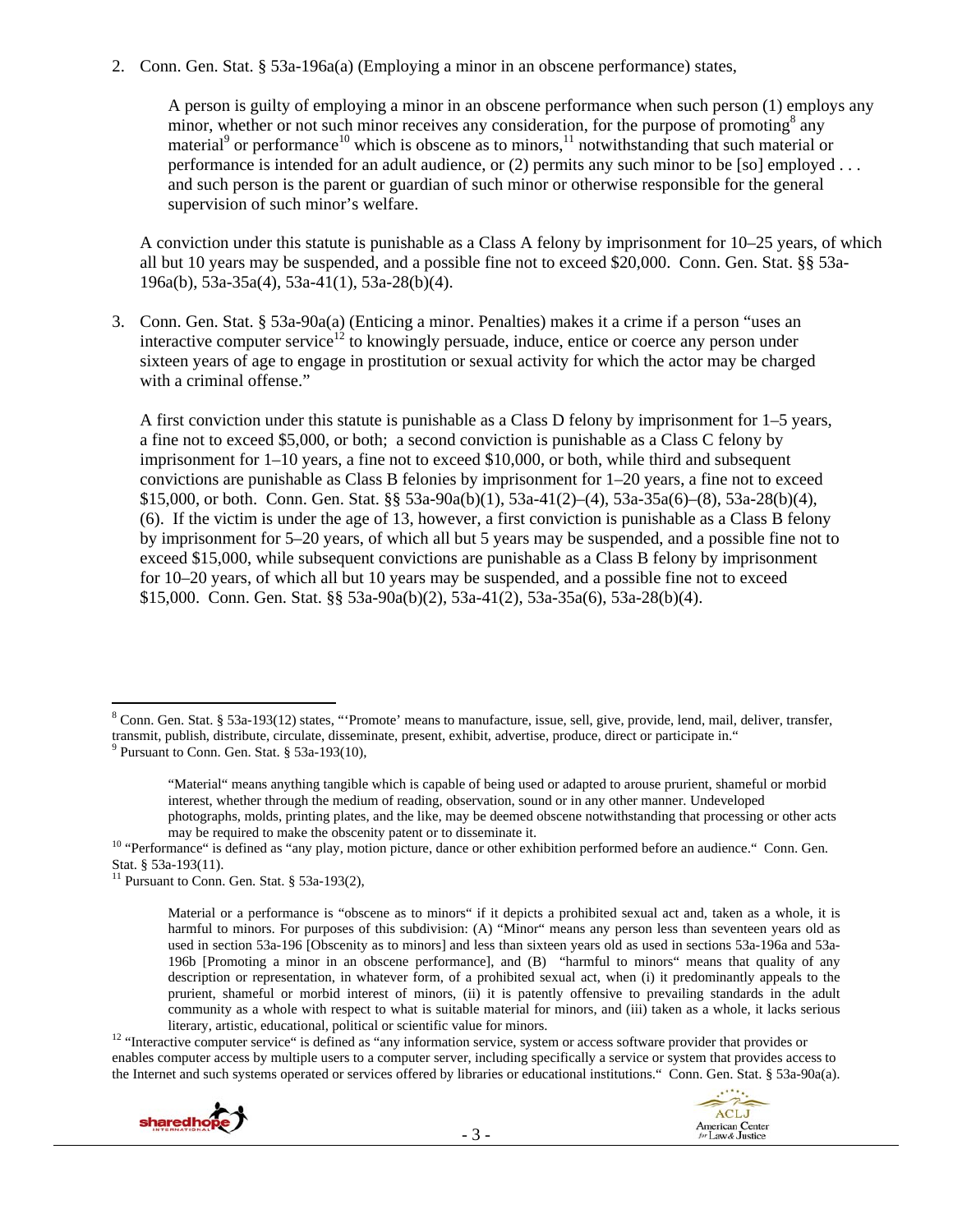2. Conn. Gen. Stat. § 53a-196a(a) (Employing a minor in an obscene performance) states,

   > A person is guilty of employing a minor in an obscene performance when such person (1) employs any minor, whether or not such minor receives any consideration, for the purpose of promoting[8] any material[9] or performance[10] which is obscene as to minors,[11] notwithstanding that such material or performance is intended for an adult audience, or (2) permits any such minor to be [so] employed . . . and such person is the parent or guardian of such minor or otherwise responsible for the general supervision of such minor's welfare.

   A conviction under this statute is punishable as a Class A felony by imprisonment for 10–25 years, of which all but 10 years may be suspended, and a possible fine not to exceed $20,000. Conn. Gen. Stat. §§ 53a-196a(b), 53a-35a(4), 53a-41(1), 53a-28(b)(4).

3. Conn. Gen. Stat. § 53a-90a(a) (Enticing a minor. Penalties) makes it a crime if a person "uses an interactive computer service[12] to knowingly persuade, induce, entice or coerce any person under sixteen years of age to engage in prostitution or sexual activity for which the actor may be charged with a criminal offense."

   A first conviction under this statute is punishable as a Class D felony by imprisonment for 1–5 years, a fine not to exceed $5,000, or both; a second conviction is punishable as a Class C felony by imprisonment for 1–10 years, a fine not to exceed $10,000, or both, while third and subsequent convictions are punishable as Class B felonies by imprisonment for 1–20 years, a fine not to exceed $15,000, or both. Conn. Gen. Stat. §§ 53a-90a(b)(1), 53a-41(2)–(4), 53a-35a(6)–(8), 53a-28(b)(4), (6). If the victim is under the age of 13, however, a first conviction is punishable as a Class B felony by imprisonment for 5–20 years, of which all but 5 years may be suspended, and a possible fine not to exceed $15,000, while subsequent convictions are punishable as a Class B felony by imprisonment for 10–20 years, of which all but 10 years may be suspended, and a possible fine not to exceed $15,000. Conn. Gen. Stat. §§ 53a-90a(b)(2), 53a-41(2), 53a-35a(6), 53a-28(b)(4).

---

[8] Conn. Gen. Stat. § 53a-193(12) states, "'Promote' means to manufacture, issue, sell, give, provide, lend, mail, deliver, transfer, transmit, publish, distribute, circulate, disseminate, present, exhibit, advertise, produce, direct or participate in."

[9] Pursuant to Conn. Gen. Stat. § 53a-193(10),

> "Material" means anything tangible which is capable of being used or adapted to arouse prurient, shameful or morbid interest, whether through the medium of reading, observation, sound or in any other manner. Undeveloped photographs, molds, printing plates, and the like, may be deemed obscene notwithstanding that processing or other acts may be required to make the obscenity patent or to disseminate it.

[10] "Performance" is defined as "any play, motion picture, dance or other exhibition performed before an audience." Conn. Gen. Stat. § 53a-193(11).

[11] Pursuant to Conn. Gen. Stat. § 53a-193(2),

> Material or a performance is "obscene as to minors" if it depicts a prohibited sexual act and, taken as a whole, it is harmful to minors. For purposes of this subdivision: (A) "Minor" means any person less than seventeen years old as used in section 53a-196 [Obscenity as to minors] and less than sixteen years old as used in sections 53a-196a and 53a-196b [Promoting a minor in an obscene performance], and (B) "harmful to minors" means that quality of any description or representation, in whatever form, of a prohibited sexual act, when (i) it predominantly appeals to the prurient, shameful or morbid interest of minors, (ii) it is patently offensive to prevailing standards in the adult community as a whole with respect to what is suitable material for minors, and (iii) taken as a whole, it lacks serious literary, artistic, educational, political or scientific value for minors.

[12] "Interactive computer service" is defined as "any information service, system or access software provider that provides or enables computer access by multiple users to a computer server, including specifically a service or system that provides access to the Internet and such systems operated or services offered by libraries or educational institutions." Conn. Gen. Stat. § 53a-90a(a).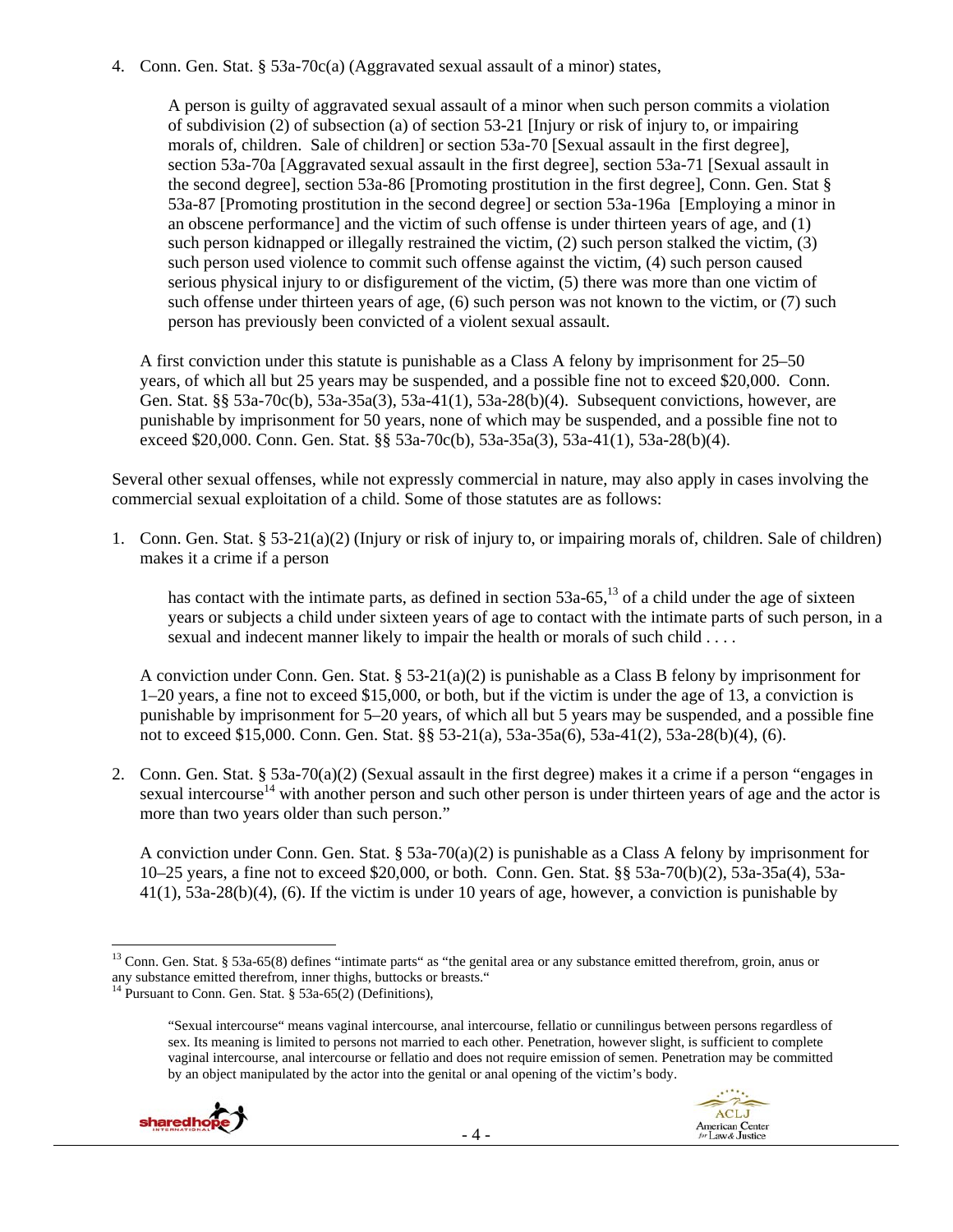4. Conn. Gen. Stat. § 53a-70c(a) (Aggravated sexual assault of a minor) states,

   > A person is guilty of aggravated sexual assault of a minor when such person commits a violation of subdivision (2) of subsection (a) of section 53-21 [Injury or risk of injury to, or impairing morals of, children. Sale of children] or section 53a-70 [Sexual assault in the first degree], section 53a-70a [Aggravated sexual assault in the first degree], section 53a-71 [Sexual assault in the second degree], section 53a-86 [Promoting prostitution in the first degree], Conn. Gen. Stat § 53a-87 [Promoting prostitution in the second degree] or section 53a-196a [Employing a minor in an obscene performance] and the victim of such offense is under thirteen years of age, and (1) such person kidnapped or illegally restrained the victim, (2) such person stalked the victim, (3) such person used violence to commit such offense against the victim, (4) such person caused serious physical injury to or disfigurement of the victim, (5) there was more than one victim of such offense under thirteen years of age, (6) such person was not known to the victim, or (7) such person has previously been convicted of a violent sexual assault.

   A first conviction under this statute is punishable as a Class A felony by imprisonment for 25–50 years, of which all but 25 years may be suspended, and a possible fine not to exceed $20,000. Conn. Gen. Stat. §§ 53a-70c(b), 53a-35a(3), 53a-41(1), 53a-28(b)(4). Subsequent convictions, however, are punishable by imprisonment for 50 years, none of which may be suspended, and a possible fine not to exceed $20,000. Conn. Gen. Stat. §§ 53a-70c(b), 53a-35a(3), 53a-41(1), 53a-28(b)(4).

Several other sexual offenses, while not expressly commercial in nature, may also apply in cases involving the commercial sexual exploitation of a child. Some of those statutes are as follows:

1. Conn. Gen. Stat. § 53-21(a)(2) (Injury or risk of injury to, or impairing morals of, children. Sale of children) makes it a crime if a person

   > has contact with the intimate parts, as defined in section 53a-65,[13] of a child under the age of sixteen years or subjects a child under sixteen years of age to contact with the intimate parts of such person, in a sexual and indecent manner likely to impair the health or morals of such child . . . .

   A conviction under Conn. Gen. Stat. § 53-21(a)(2) is punishable as a Class B felony by imprisonment for 1–20 years, a fine not to exceed $15,000, or both, but if the victim is under the age of 13, a conviction is punishable by imprisonment for 5–20 years, of which all but 5 years may be suspended, and a possible fine not to exceed $15,000. Conn. Gen. Stat. §§ 53-21(a), 53a-35a(6), 53a-41(2), 53a-28(b)(4), (6).

2. Conn. Gen. Stat. § 53a-70(a)(2) (Sexual assault in the first degree) makes it a crime if a person "engages in sexual intercourse[14] with another person and such other person is under thirteen years of age and the actor is more than two years older than such person."

   A conviction under Conn. Gen. Stat. § 53a-70(a)(2) is punishable as a Class A felony by imprisonment for 10–25 years, a fine not to exceed $20,000, or both. Conn. Gen. Stat. §§ 53a-70(b)(2), 53a-35a(4), 53a-41(1), 53a-28(b)(4), (6). If the victim is under 10 years of age, however, a conviction is punishable by

---

[13] Conn. Gen. Stat. § 53a-65(8) defines "intimate parts" as "the genital area or any substance emitted therefrom, groin, anus or any substance emitted therefrom, inner thighs, buttocks or breasts."

[14] Pursuant to Conn. Gen. Stat. § 53a-65(2) (Definitions),

> "Sexual intercourse" means vaginal intercourse, anal intercourse, fellatio or cunnilingus between persons regardless of sex. Its meaning is limited to persons not married to each other. Penetration, however slight, is sufficient to complete vaginal intercourse, anal intercourse or fellatio and does not require emission of semen. Penetration may be committed by an object manipulated by the actor into the genital or anal opening of the victim's body.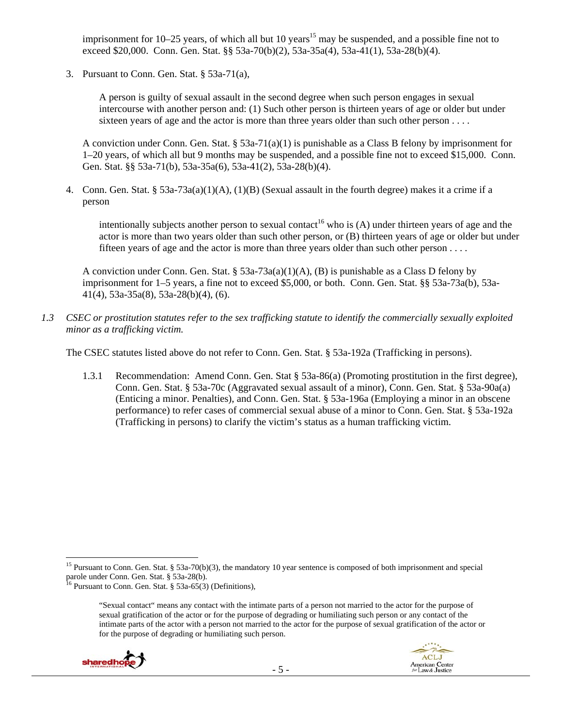imprisonment for 10–25 years, of which all but 10 years[15] may be suspended, and a possible fine not to exceed $20,000. Conn. Gen. Stat. §§ 53a-70(b)(2), 53a-35a(4), 53a-41(1), 53a-28(b)(4).

3. Pursuant to Conn. Gen. Stat. § 53a-71(a),

> A person is guilty of sexual assault in the second degree when such person engages in sexual intercourse with another person and: (1) Such other person is thirteen years of age or older but under sixteen years of age and the actor is more than three years older than such other person . . . .

A conviction under Conn. Gen. Stat. § 53a-71(a)(1) is punishable as a Class B felony by imprisonment for 1–20 years, of which all but 9 months may be suspended, and a possible fine not to exceed $15,000. Conn. Gen. Stat. §§ 53a-71(b), 53a-35a(6), 53a-41(2), 53a-28(b)(4).

4. Conn. Gen. Stat. § 53a-73a(a)(1)(A), (1)(B) (Sexual assault in the fourth degree) makes it a crime if a person

> intentionally subjects another person to sexual contact[16] who is (A) under thirteen years of age and the actor is more than two years older than such other person, or (B) thirteen years of age or older but under fifteen years of age and the actor is more than three years older than such other person . . . .

A conviction under Conn. Gen. Stat. § 53a-73a(a)(1)(A), (B) is punishable as a Class D felony by imprisonment for 1–5 years, a fine not to exceed $5,000, or both. Conn. Gen. Stat. §§ 53a-73a(b), 53a-41(4), 53a-35a(8), 53a-28(b)(4), (6).

*1.3 CSEC or prostitution statutes refer to the sex trafficking statute to identify the commercially sexually exploited minor as a trafficking victim.*

The CSEC statutes listed above do not refer to Conn. Gen. Stat. § 53a-192a (Trafficking in persons).

1.3.1 Recommendation: Amend Conn. Gen. Stat § 53a-86(a) (Promoting prostitution in the first degree), Conn. Gen. Stat. § 53a-70c (Aggravated sexual assault of a minor), Conn. Gen. Stat. § 53a-90a(a) (Enticing a minor. Penalties), and Conn. Gen. Stat. § 53a-196a (Employing a minor in an obscene performance) to refer cases of commercial sexual abuse of a minor to Conn. Gen. Stat. § 53a-192a (Trafficking in persons) to clarify the victim's status as a human trafficking victim.

---

[15] Pursuant to Conn. Gen. Stat. § 53a-70(b)(3), the mandatory 10 year sentence is composed of both imprisonment and special parole under Conn. Gen. Stat. § 53a-28(b).

[16] Pursuant to Conn. Gen. Stat. § 53a-65(3) (Definitions),

> "Sexual contact" means any contact with the intimate parts of a person not married to the actor for the purpose of sexual gratification of the actor or for the purpose of degrading or humiliating such person or any contact of the intimate parts of the actor with a person not married to the actor for the purpose of sexual gratification of the actor or for the purpose of degrading or humiliating such person.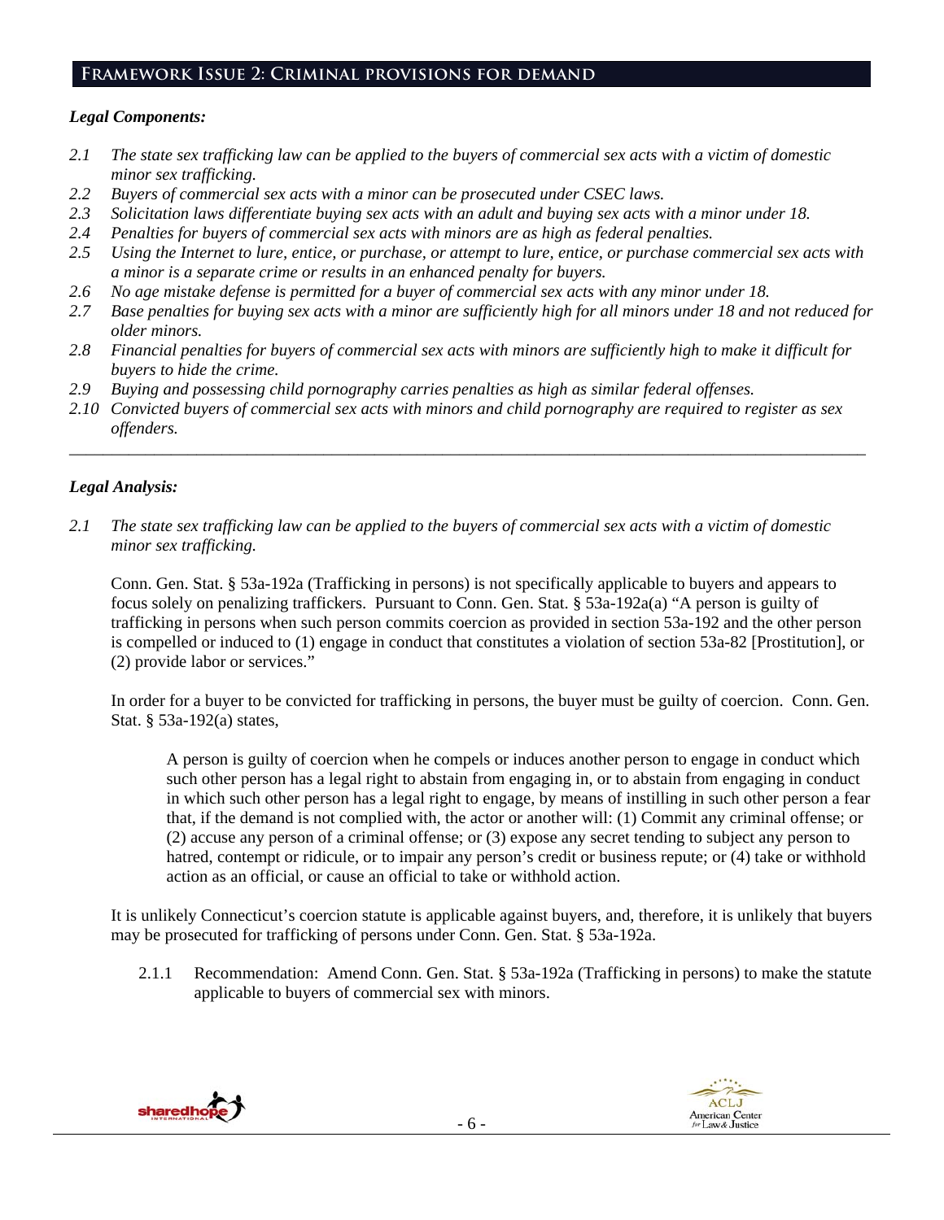## Framework Issue 2: Criminal provisions for demand

### *Legal Components:*

*2.1 The state sex trafficking law can be applied to the buyers of commercial sex acts with a victim of domestic minor sex trafficking.*
*2.2 Buyers of commercial sex acts with a minor can be prosecuted under CSEC laws.*
*2.3 Solicitation laws differentiate buying sex acts with an adult and buying sex acts with a minor under 18.*
*2.4 Penalties for buyers of commercial sex acts with minors are as high as federal penalties.*
*2.5 Using the Internet to lure, entice, or purchase, or attempt to lure, entice, or purchase commercial sex acts with a minor is a separate crime or results in an enhanced penalty for buyers.*
*2.6 No age mistake defense is permitted for a buyer of commercial sex acts with any minor under 18.*
*2.7 Base penalties for buying sex acts with a minor are sufficiently high for all minors under 18 and not reduced for older minors.*
*2.8 Financial penalties for buyers of commercial sex acts with minors are sufficiently high to make it difficult for buyers to hide the crime.*
*2.9 Buying and possessing child pornography carries penalties as high as similar federal offenses.*
*2.10 Convicted buyers of commercial sex acts with minors and child pornography are required to register as sex offenders.*

---

### *Legal Analysis:*

*2.1 The state sex trafficking law can be applied to the buyers of commercial sex acts with a victim of domestic minor sex trafficking.*

Conn. Gen. Stat. § 53a-192a (Trafficking in persons) is not specifically applicable to buyers and appears to focus solely on penalizing traffickers. Pursuant to Conn. Gen. Stat. § 53a-192a(a) "A person is guilty of trafficking in persons when such person commits coercion as provided in section 53a-192 and the other person is compelled or induced to (1) engage in conduct that constitutes a violation of section 53a-82 [Prostitution], or (2) provide labor or services."

In order for a buyer to be convicted for trafficking in persons, the buyer must be guilty of coercion. Conn. Gen. Stat. § 53a-192(a) states,

> A person is guilty of coercion when he compels or induces another person to engage in conduct which such other person has a legal right to abstain from engaging in, or to abstain from engaging in conduct in which such other person has a legal right to engage, by means of instilling in such other person a fear that, if the demand is not complied with, the actor or another will: (1) Commit any criminal offense; or (2) accuse any person of a criminal offense; or (3) expose any secret tending to subject any person to hatred, contempt or ridicule, or to impair any person's credit or business repute; or (4) take or withhold action as an official, or cause an official to take or withhold action.

It is unlikely Connecticut's coercion statute is applicable against buyers, and, therefore, it is unlikely that buyers may be prosecuted for trafficking of persons under Conn. Gen. Stat. § 53a-192a.

2.1.1 Recommendation: Amend Conn. Gen. Stat. § 53a-192a (Trafficking in persons) to make the statute applicable to buyers of commercial sex with minors.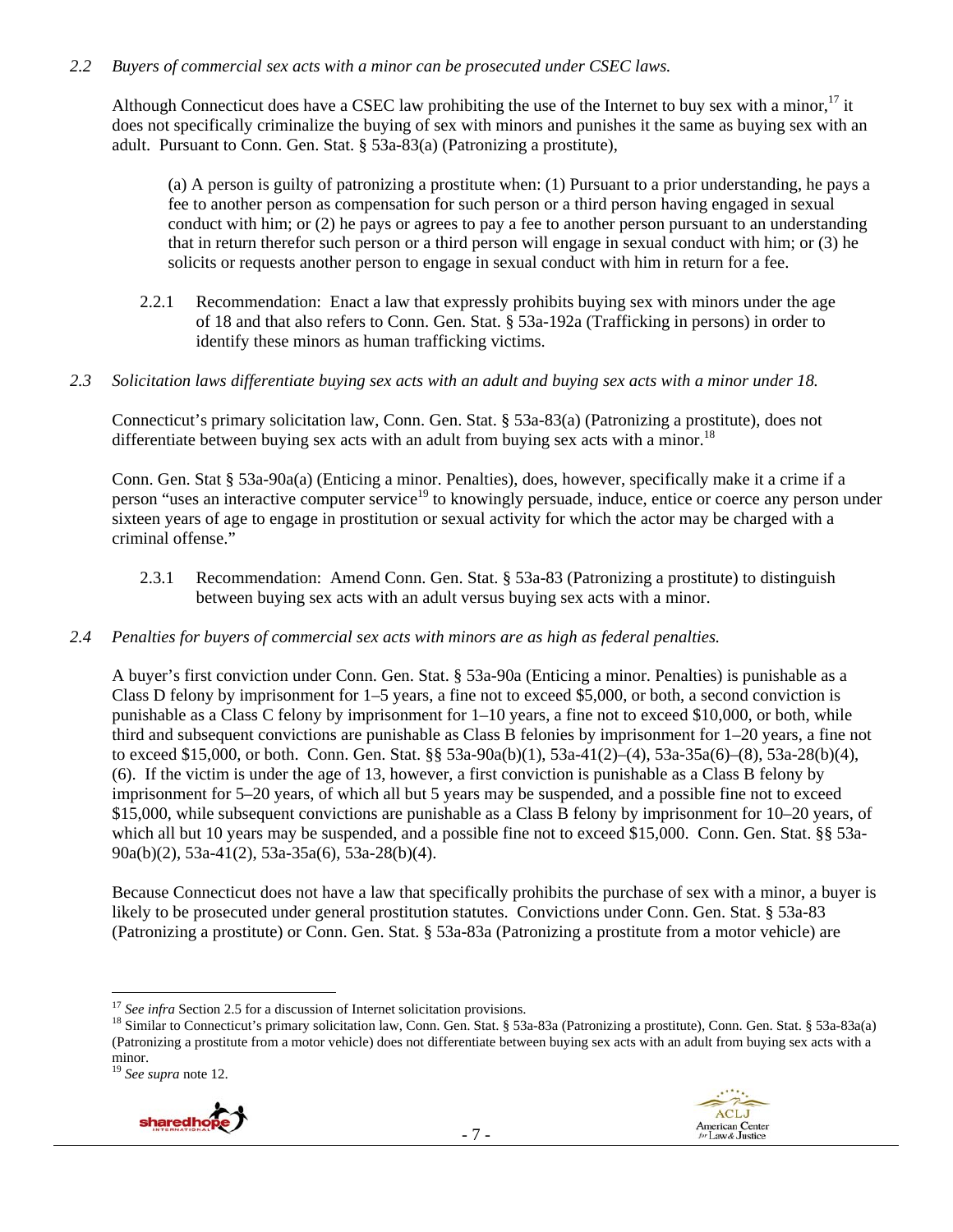*2.2 Buyers of commercial sex acts with a minor can be prosecuted under CSEC laws.*

Although Connecticut does have a CSEC law prohibiting the use of the Internet to buy sex with a minor,[17] it does not specifically criminalize the buying of sex with minors and punishes it the same as buying sex with an adult. Pursuant to Conn. Gen. Stat. § 53a-83(a) (Patronizing a prostitute),

> (a) A person is guilty of patronizing a prostitute when: (1) Pursuant to a prior understanding, he pays a fee to another person as compensation for such person or a third person having engaged in sexual conduct with him; or (2) he pays or agrees to pay a fee to another person pursuant to an understanding that in return therefor such person or a third person will engage in sexual conduct with him; or (3) he solicits or requests another person to engage in sexual conduct with him in return for a fee.

2.2.1 Recommendation: Enact a law that expressly prohibits buying sex with minors under the age of 18 and that also refers to Conn. Gen. Stat. § 53a-192a (Trafficking in persons) in order to identify these minors as human trafficking victims.

*2.3 Solicitation laws differentiate buying sex acts with an adult and buying sex acts with a minor under 18.*

Connecticut's primary solicitation law, Conn. Gen. Stat. § 53a-83(a) (Patronizing a prostitute), does not differentiate between buying sex acts with an adult from buying sex acts with a minor.[18]

Conn. Gen. Stat § 53a-90a(a) (Enticing a minor. Penalties), does, however, specifically make it a crime if a person "uses an interactive computer service[19] to knowingly persuade, induce, entice or coerce any person under sixteen years of age to engage in prostitution or sexual activity for which the actor may be charged with a criminal offense."

2.3.1 Recommendation: Amend Conn. Gen. Stat. § 53a-83 (Patronizing a prostitute) to distinguish between buying sex acts with an adult versus buying sex acts with a minor.

*2.4 Penalties for buyers of commercial sex acts with minors are as high as federal penalties.*

A buyer's first conviction under Conn. Gen. Stat. § 53a-90a (Enticing a minor. Penalties) is punishable as a Class D felony by imprisonment for 1–5 years, a fine not to exceed $5,000, or both, a second conviction is punishable as a Class C felony by imprisonment for 1–10 years, a fine not to exceed $10,000, or both, while third and subsequent convictions are punishable as Class B felonies by imprisonment for 1–20 years, a fine not to exceed $15,000, or both. Conn. Gen. Stat. §§ 53a-90a(b)(1), 53a-41(2)–(4), 53a-35a(6)–(8), 53a-28(b)(4), (6). If the victim is under the age of 13, however, a first conviction is punishable as a Class B felony by imprisonment for 5–20 years, of which all but 5 years may be suspended, and a possible fine not to exceed $15,000, while subsequent convictions are punishable as a Class B felony by imprisonment for 10–20 years, of which all but 10 years may be suspended, and a possible fine not to exceed $15,000. Conn. Gen. Stat. §§ 53a-90a(b)(2), 53a-41(2), 53a-35a(6), 53a-28(b)(4).

Because Connecticut does not have a law that specifically prohibits the purchase of sex with a minor, a buyer is likely to be prosecuted under general prostitution statutes. Convictions under Conn. Gen. Stat. § 53a-83 (Patronizing a prostitute) or Conn. Gen. Stat. § 53a-83a (Patronizing a prostitute from a motor vehicle) are

---

[17] *See infra* Section 2.5 for a discussion of Internet solicitation provisions.

[18] Similar to Connecticut's primary solicitation law, Conn. Gen. Stat. § 53a-83a (Patronizing a prostitute), Conn. Gen. Stat. § 53a-83a(a) (Patronizing a prostitute from a motor vehicle) does not differentiate between buying sex acts with an adult from buying sex acts with a minor.

[19] *See supra* note 12.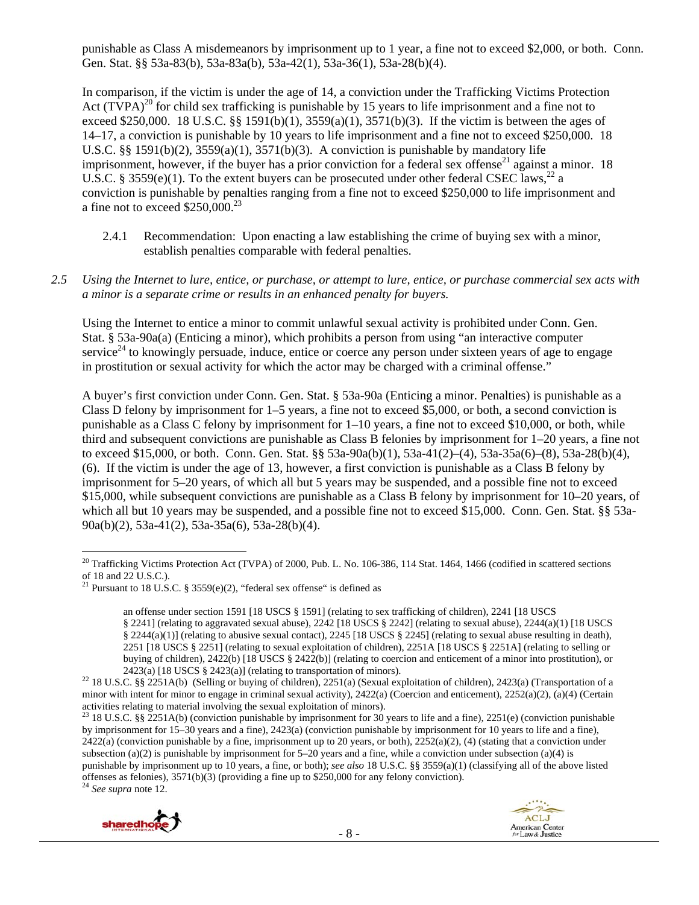punishable as Class A misdemeanors by imprisonment up to 1 year, a fine not to exceed $2,000, or both. Conn. Gen. Stat. §§ 53a-83(b), 53a-83a(b), 53a-42(1), 53a-36(1), 53a-28(b)(4).

In comparison, if the victim is under the age of 14, a conviction under the Trafficking Victims Protection Act (TVPA)[20] for child sex trafficking is punishable by 15 years to life imprisonment and a fine not to exceed $250,000. 18 U.S.C. §§ 1591(b)(1), 3559(a)(1), 3571(b)(3). If the victim is between the ages of 14–17, a conviction is punishable by 10 years to life imprisonment and a fine not to exceed $250,000. 18 U.S.C. §§ 1591(b)(2), 3559(a)(1), 3571(b)(3). A conviction is punishable by mandatory life imprisonment, however, if the buyer has a prior conviction for a federal sex offense[21] against a minor. 18 U.S.C. § 3559(e)(1). To the extent buyers can be prosecuted under other federal CSEC laws,[22] a conviction is punishable by penalties ranging from a fine not to exceed $250,000 to life imprisonment and a fine not to exceed $250,000.[23]

2.4.1 Recommendation: Upon enacting a law establishing the crime of buying sex with a minor, establish penalties comparable with federal penalties.

*2.5 Using the Internet to lure, entice, or purchase, or attempt to lure, entice, or purchase commercial sex acts with a minor is a separate crime or results in an enhanced penalty for buyers.*

Using the Internet to entice a minor to commit unlawful sexual activity is prohibited under Conn. Gen. Stat. § 53a-90a(a) (Enticing a minor), which prohibits a person from using "an interactive computer service[24] to knowingly persuade, induce, entice or coerce any person under sixteen years of age to engage in prostitution or sexual activity for which the actor may be charged with a criminal offense."

A buyer's first conviction under Conn. Gen. Stat. § 53a-90a (Enticing a minor. Penalties) is punishable as a Class D felony by imprisonment for 1–5 years, a fine not to exceed $5,000, or both, a second conviction is punishable as a Class C felony by imprisonment for 1–10 years, a fine not to exceed $10,000, or both, while third and subsequent convictions are punishable as Class B felonies by imprisonment for 1–20 years, a fine not to exceed $15,000, or both. Conn. Gen. Stat. §§ 53a-90a(b)(1), 53a-41(2)–(4), 53a-35a(6)–(8), 53a-28(b)(4), (6). If the victim is under the age of 13, however, a first conviction is punishable as a Class B felony by imprisonment for 5–20 years, of which all but 5 years may be suspended, and a possible fine not to exceed $15,000, while subsequent convictions are punishable as a Class B felony by imprisonment for 10–20 years, of which all but 10 years may be suspended, and a possible fine not to exceed $15,000. Conn. Gen. Stat. §§ 53a-90a(b)(2), 53a-41(2), 53a-35a(6), 53a-28(b)(4).

---

[20] Trafficking Victims Protection Act (TVPA) of 2000, Pub. L. No. 106-386, 114 Stat. 1464, 1466 (codified in scattered sections of 18 and 22 U.S.C.).

[21] Pursuant to 18 U.S.C. § 3559(e)(2), "federal sex offense" is defined as

> an offense under section 1591 [18 USCS § 1591] (relating to sex trafficking of children), 2241 [18 USCS § 2241] (relating to aggravated sexual abuse), 2242 [18 USCS § 2242] (relating to sexual abuse), 2244(a)(1) [18 USCS § 2244(a)(1)] (relating to abusive sexual contact), 2245 [18 USCS § 2245] (relating to sexual abuse resulting in death), 2251 [18 USCS § 2251] (relating to sexual exploitation of children), 2251A [18 USCS § 2251A] (relating to selling or buying of children), 2422(b) [18 USCS § 2422(b)] (relating to coercion and enticement of a minor into prostitution), or 2423(a) [18 USCS § 2423(a)] (relating to transportation of minors).

[22] 18 U.S.C. §§ 2251A(b) (Selling or buying of children), 2251(a) (Sexual exploitation of children), 2423(a) (Transportation of a minor with intent for minor to engage in criminal sexual activity), 2422(a) (Coercion and enticement), 2252(a)(2), (a)(4) (Certain activities relating to material involving the sexual exploitation of minors).

[23] 18 U.S.C. §§ 2251A(b) (conviction punishable by imprisonment for 30 years to life and a fine), 2251(e) (conviction punishable by imprisonment for 15–30 years and a fine), 2423(a) (conviction punishable by imprisonment for 10 years to life and a fine), 2422(a) (conviction punishable by a fine, imprisonment up to 20 years, or both), 2252(a)(2), (4) (stating that a conviction under subsection (a)(2) is punishable by imprisonment for 5–20 years and a fine, while a conviction under subsection (a)(4) is punishable by imprisonment up to 10 years, a fine, or both); *see also* 18 U.S.C. §§ 3559(a)(1) (classifying all of the above listed offenses as felonies), 3571(b)(3) (providing a fine up to $250,000 for any felony conviction).

[24] *See supra* note 12.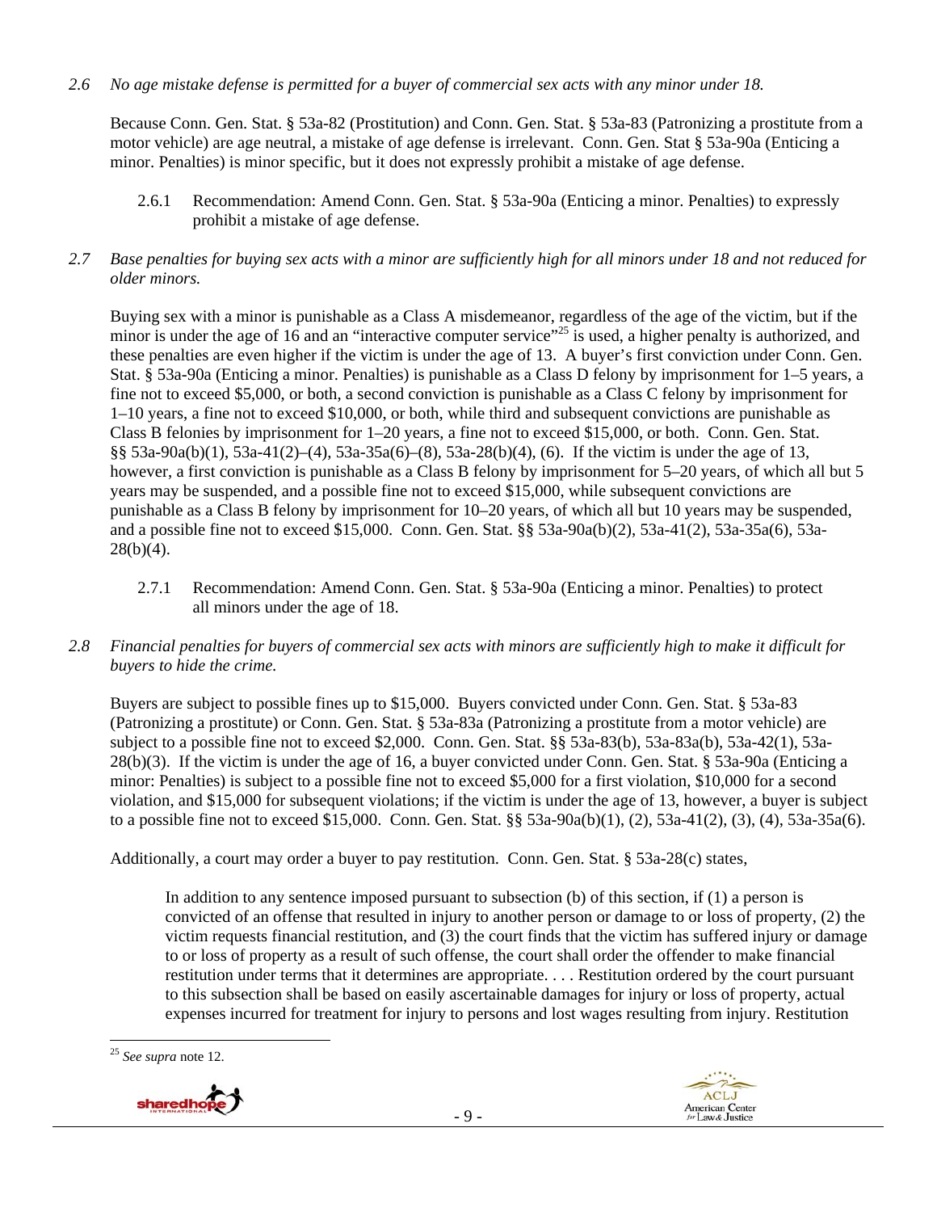*2.6 No age mistake defense is permitted for a buyer of commercial sex acts with any minor under 18.*

Because Conn. Gen. Stat. § 53a-82 (Prostitution) and Conn. Gen. Stat. § 53a-83 (Patronizing a prostitute from a motor vehicle) are age neutral, a mistake of age defense is irrelevant. Conn. Gen. Stat § 53a-90a (Enticing a minor. Penalties) is minor specific, but it does not expressly prohibit a mistake of age defense.

> 2.6.1 Recommendation: Amend Conn. Gen. Stat. § 53a-90a (Enticing a minor. Penalties) to expressly prohibit a mistake of age defense.

*2.7 Base penalties for buying sex acts with a minor are sufficiently high for all minors under 18 and not reduced for older minors.*

Buying sex with a minor is punishable as a Class A misdemeanor, regardless of the age of the victim, but if the minor is under the age of 16 and an "interactive computer service"[25] is used, a higher penalty is authorized, and these penalties are even higher if the victim is under the age of 13. A buyer's first conviction under Conn. Gen. Stat. § 53a-90a (Enticing a minor. Penalties) is punishable as a Class D felony by imprisonment for 1–5 years, a fine not to exceed $5,000, or both, a second conviction is punishable as a Class C felony by imprisonment for 1–10 years, a fine not to exceed $10,000, or both, while third and subsequent convictions are punishable as Class B felonies by imprisonment for 1–20 years, a fine not to exceed $15,000, or both. Conn. Gen. Stat. §§ 53a-90a(b)(1), 53a-41(2)–(4), 53a-35a(6)–(8), 53a-28(b)(4), (6). If the victim is under the age of 13, however, a first conviction is punishable as a Class B felony by imprisonment for 5–20 years, of which all but 5 years may be suspended, and a possible fine not to exceed $15,000, while subsequent convictions are punishable as a Class B felony by imprisonment for 10–20 years, of which all but 10 years may be suspended, and a possible fine not to exceed $15,000. Conn. Gen. Stat. §§ 53a-90a(b)(2), 53a-41(2), 53a-35a(6), 53a-28(b)(4).

> 2.7.1 Recommendation: Amend Conn. Gen. Stat. § 53a-90a (Enticing a minor. Penalties) to protect all minors under the age of 18.

*2.8 Financial penalties for buyers of commercial sex acts with minors are sufficiently high to make it difficult for buyers to hide the crime.*

Buyers are subject to possible fines up to $15,000. Buyers convicted under Conn. Gen. Stat. § 53a-83 (Patronizing a prostitute) or Conn. Gen. Stat. § 53a-83a (Patronizing a prostitute from a motor vehicle) are subject to a possible fine not to exceed $2,000. Conn. Gen. Stat. §§ 53a-83(b), 53a-83a(b), 53a-42(1), 53a-28(b)(3). If the victim is under the age of 16, a buyer convicted under Conn. Gen. Stat. § 53a-90a (Enticing a minor: Penalties) is subject to a possible fine not to exceed $5,000 for a first violation, $10,000 for a second violation, and $15,000 for subsequent violations; if the victim is under the age of 13, however, a buyer is subject to a possible fine not to exceed $15,000. Conn. Gen. Stat. §§ 53a-90a(b)(1), (2), 53a-41(2), (3), (4), 53a-35a(6).

Additionally, a court may order a buyer to pay restitution. Conn. Gen. Stat. § 53a-28(c) states,

> In addition to any sentence imposed pursuant to subsection (b) of this section, if (1) a person is convicted of an offense that resulted in injury to another person or damage to or loss of property, (2) the victim requests financial restitution, and (3) the court finds that the victim has suffered injury or damage to or loss of property as a result of such offense, the court shall order the offender to make financial restitution under terms that it determines are appropriate. . . . Restitution ordered by the court pursuant to this subsection shall be based on easily ascertainable damages for injury or loss of property, actual expenses incurred for treatment for injury to persons and lost wages resulting from injury. Restitution

[25] *See supra* note 12.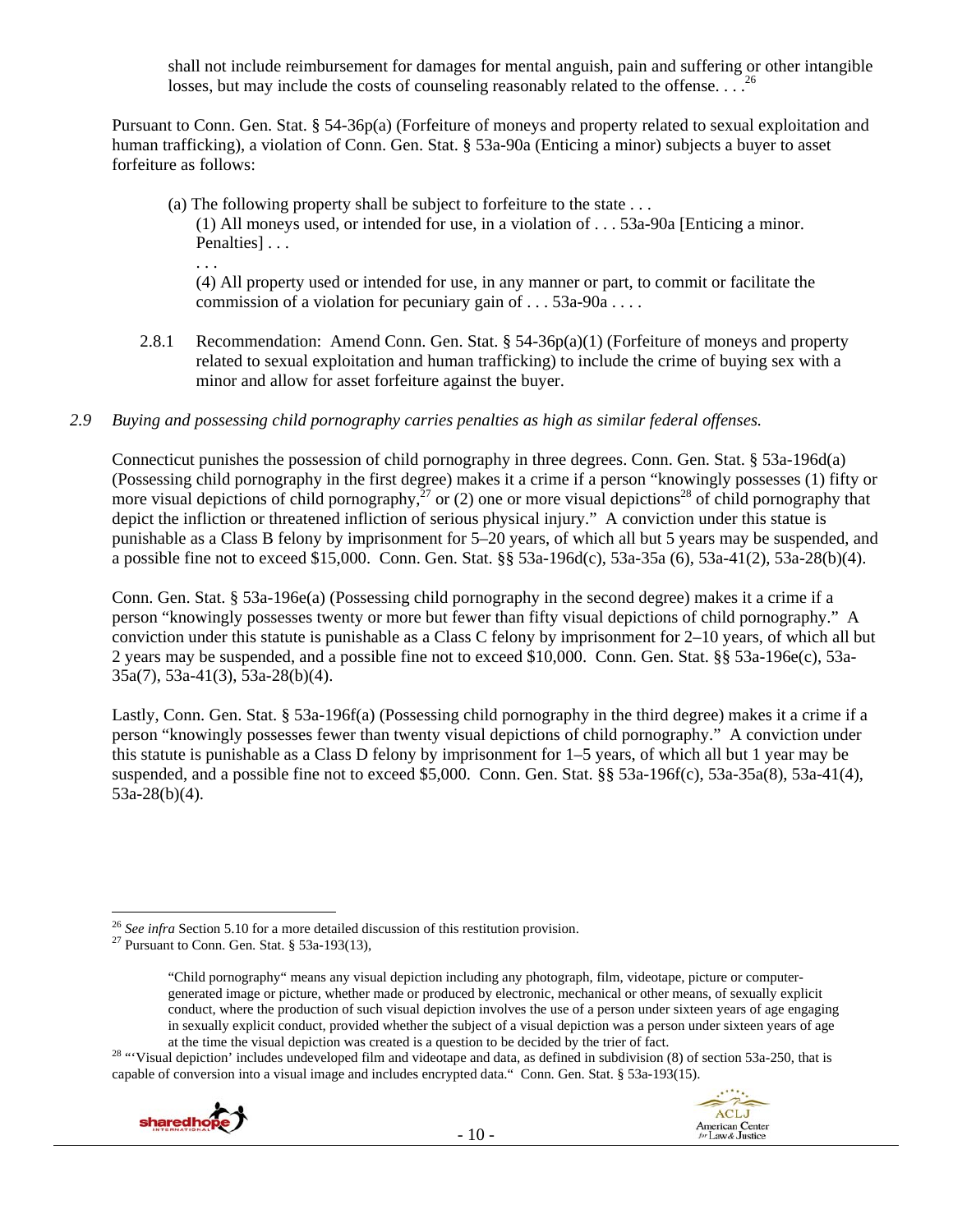shall not include reimbursement for damages for mental anguish, pain and suffering or other intangible losses, but may include the costs of counseling reasonably related to the offense. . . .[26]

Pursuant to Conn. Gen. Stat. § 54-36p(a) (Forfeiture of moneys and property related to sexual exploitation and human trafficking), a violation of Conn. Gen. Stat. § 53a-90a (Enticing a minor) subjects a buyer to asset forfeiture as follows:

> (a) The following property shall be subject to forfeiture to the state . . .
>
> (1) All moneys used, or intended for use, in a violation of . . . 53a-90a [Enticing a minor. Penalties] . . .
>
> . . .
>
> (4) All property used or intended for use, in any manner or part, to commit or facilitate the commission of a violation for pecuniary gain of . . . 53a-90a . . . .

2.8.1 Recommendation: Amend Conn. Gen. Stat. § 54-36p(a)(1) (Forfeiture of moneys and property related to sexual exploitation and human trafficking) to include the crime of buying sex with a minor and allow for asset forfeiture against the buyer.

*2.9 Buying and possessing child pornography carries penalties as high as similar federal offenses.*

Connecticut punishes the possession of child pornography in three degrees. Conn. Gen. Stat. § 53a-196d(a) (Possessing child pornography in the first degree) makes it a crime if a person "knowingly possesses (1) fifty or more visual depictions of child pornography,[27] or (2) one or more visual depictions[28] of child pornography that depict the infliction or threatened infliction of serious physical injury." A conviction under this statue is punishable as a Class B felony by imprisonment for 5–20 years, of which all but 5 years may be suspended, and a possible fine not to exceed $15,000. Conn. Gen. Stat. §§ 53a-196d(c), 53a-35a (6), 53a-41(2), 53a-28(b)(4).

Conn. Gen. Stat. § 53a-196e(a) (Possessing child pornography in the second degree) makes it a crime if a person "knowingly possesses twenty or more but fewer than fifty visual depictions of child pornography." A conviction under this statute is punishable as a Class C felony by imprisonment for 2–10 years, of which all but 2 years may be suspended, and a possible fine not to exceed $10,000. Conn. Gen. Stat. §§ 53a-196e(c), 53a-35a(7), 53a-41(3), 53a-28(b)(4).

Lastly, Conn. Gen. Stat. § 53a-196f(a) (Possessing child pornography in the third degree) makes it a crime if a person "knowingly possesses fewer than twenty visual depictions of child pornography." A conviction under this statute is punishable as a Class D felony by imprisonment for 1–5 years, of which all but 1 year may be suspended, and a possible fine not to exceed $5,000. Conn. Gen. Stat. §§ 53a-196f(c), 53a-35a(8), 53a-41(4), 53a-28(b)(4).

---

[26] *See infra* Section 5.10 for a more detailed discussion of this restitution provision.

[27] Pursuant to Conn. Gen. Stat. § 53a-193(13),

> "Child pornography" means any visual depiction including any photograph, film, videotape, picture or computer-generated image or picture, whether made or produced by electronic, mechanical or other means, of sexually explicit conduct, where the production of such visual depiction involves the use of a person under sixteen years of age engaging in sexually explicit conduct, provided whether the subject of a visual depiction was a person under sixteen years of age at the time the visual depiction was created is a question to be decided by the trier of fact.

[28] "'Visual depiction' includes undeveloped film and videotape and data, as defined in subdivision (8) of section 53a-250, that is capable of conversion into a visual image and includes encrypted data." Conn. Gen. Stat. § 53a-193(15).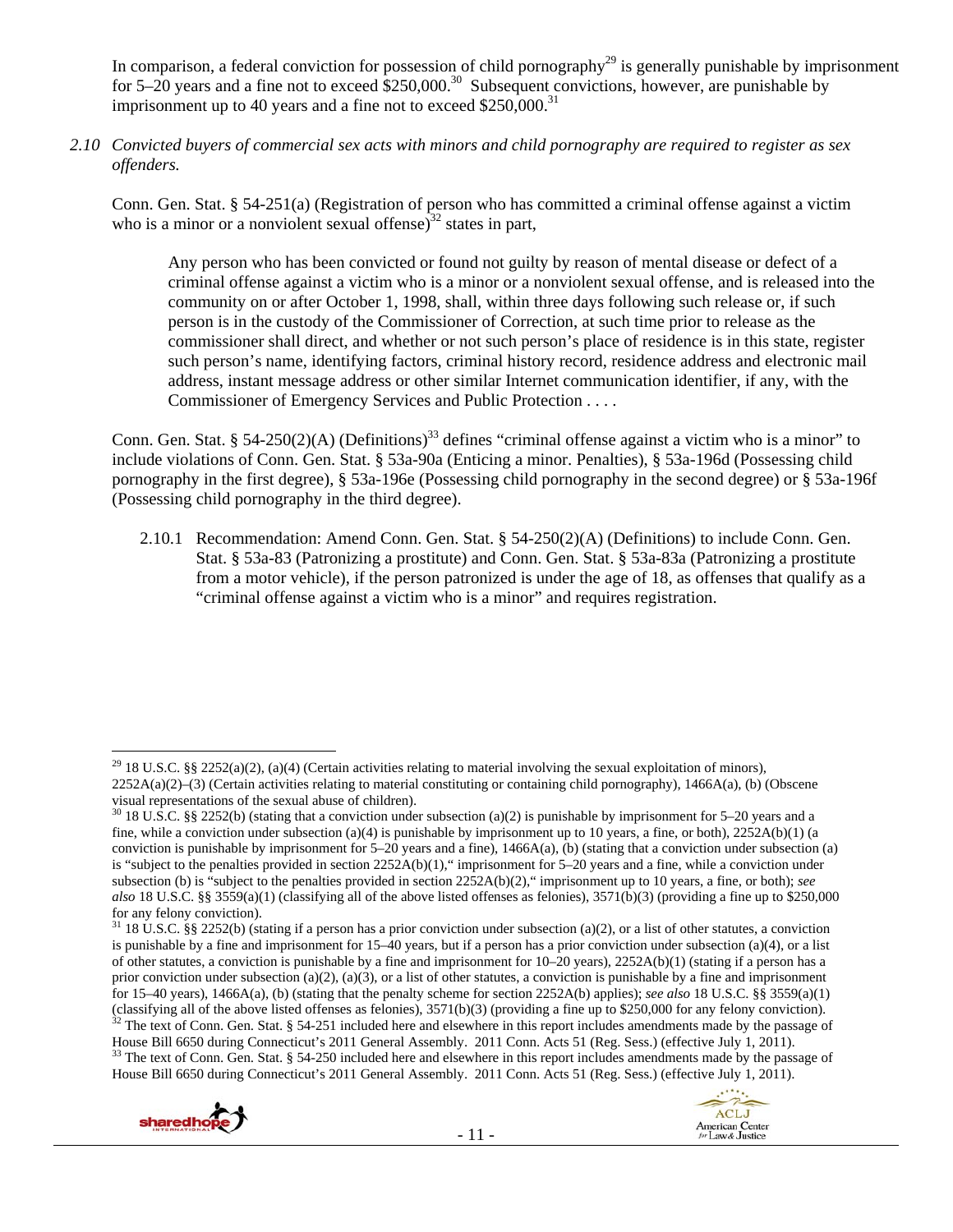In comparison, a federal conviction for possession of child pornography[29] is generally punishable by imprisonment for 5–20 years and a fine not to exceed $250,000.[30] Subsequent convictions, however, are punishable by imprisonment up to 40 years and a fine not to exceed $250,000.[31]

*2.10 Convicted buyers of commercial sex acts with minors and child pornography are required to register as sex offenders.*

Conn. Gen. Stat. § 54-251(a) (Registration of person who has committed a criminal offense against a victim who is a minor or a nonviolent sexual offense)[32] states in part,

> Any person who has been convicted or found not guilty by reason of mental disease or defect of a criminal offense against a victim who is a minor or a nonviolent sexual offense, and is released into the community on or after October 1, 1998, shall, within three days following such release or, if such person is in the custody of the Commissioner of Correction, at such time prior to release as the commissioner shall direct, and whether or not such person's place of residence is in this state, register such person's name, identifying factors, criminal history record, residence address and electronic mail address, instant message address or other similar Internet communication identifier, if any, with the Commissioner of Emergency Services and Public Protection . . . .

Conn. Gen. Stat. § 54-250(2)(A) (Definitions)[33] defines "criminal offense against a victim who is a minor" to include violations of Conn. Gen. Stat. § 53a-90a (Enticing a minor. Penalties), § 53a-196d (Possessing child pornography in the first degree), § 53a-196e (Possessing child pornography in the second degree) or § 53a-196f (Possessing child pornography in the third degree).

2.10.1 Recommendation: Amend Conn. Gen. Stat. § 54-250(2)(A) (Definitions) to include Conn. Gen. Stat. § 53a-83 (Patronizing a prostitute) and Conn. Gen. Stat. § 53a-83a (Patronizing a prostitute from a motor vehicle), if the person patronized is under the age of 18, as offenses that qualify as a "criminal offense against a victim who is a minor" and requires registration.

---

[29] 18 U.S.C. §§ 2252(a)(2), (a)(4) (Certain activities relating to material involving the sexual exploitation of minors), 2252A(a)(2)–(3) (Certain activities relating to material constituting or containing child pornography), 1466A(a), (b) (Obscene visual representations of the sexual abuse of children).

[30] 18 U.S.C. §§ 2252(b) (stating that a conviction under subsection (a)(2) is punishable by imprisonment for 5–20 years and a fine, while a conviction under subsection (a)(4) is punishable by imprisonment up to 10 years, a fine, or both), 2252A(b)(1) (a conviction is punishable by imprisonment for 5–20 years and a fine), 1466A(a), (b) (stating that a conviction under subsection (a) is "subject to the penalties provided in section 2252A(b)(1)," imprisonment for 5–20 years and a fine, while a conviction under subsection (b) is "subject to the penalties provided in section 2252A(b)(2)," imprisonment up to 10 years, a fine, or both); *see also* 18 U.S.C. §§ 3559(a)(1) (classifying all of the above listed offenses as felonies), 3571(b)(3) (providing a fine up to $250,000 for any felony conviction).

[31] 18 U.S.C. §§ 2252(b) (stating if a person has a prior conviction under subsection (a)(2), or a list of other statutes, a conviction is punishable by a fine and imprisonment for 15–40 years, but if a person has a prior conviction under subsection (a)(4), or a list of other statutes, a conviction is punishable by a fine and imprisonment for 10–20 years), 2252A(b)(1) (stating if a person has a prior conviction under subsection (a)(2), (a)(3), or a list of other statutes, a conviction is punishable by a fine and imprisonment for 15–40 years), 1466A(a), (b) (stating that the penalty scheme for section 2252A(b) applies); *see also* 18 U.S.C. §§ 3559(a)(1) (classifying all of the above listed offenses as felonies), 3571(b)(3) (providing a fine up to $250,000 for any felony conviction).

[32] The text of Conn. Gen. Stat. § 54-251 included here and elsewhere in this report includes amendments made by the passage of House Bill 6650 during Connecticut's 2011 General Assembly. 2011 Conn. Acts 51 (Reg. Sess.) (effective July 1, 2011).

[33] The text of Conn. Gen. Stat. § 54-250 included here and elsewhere in this report includes amendments made by the passage of House Bill 6650 during Connecticut's 2011 General Assembly. 2011 Conn. Acts 51 (Reg. Sess.) (effective July 1, 2011).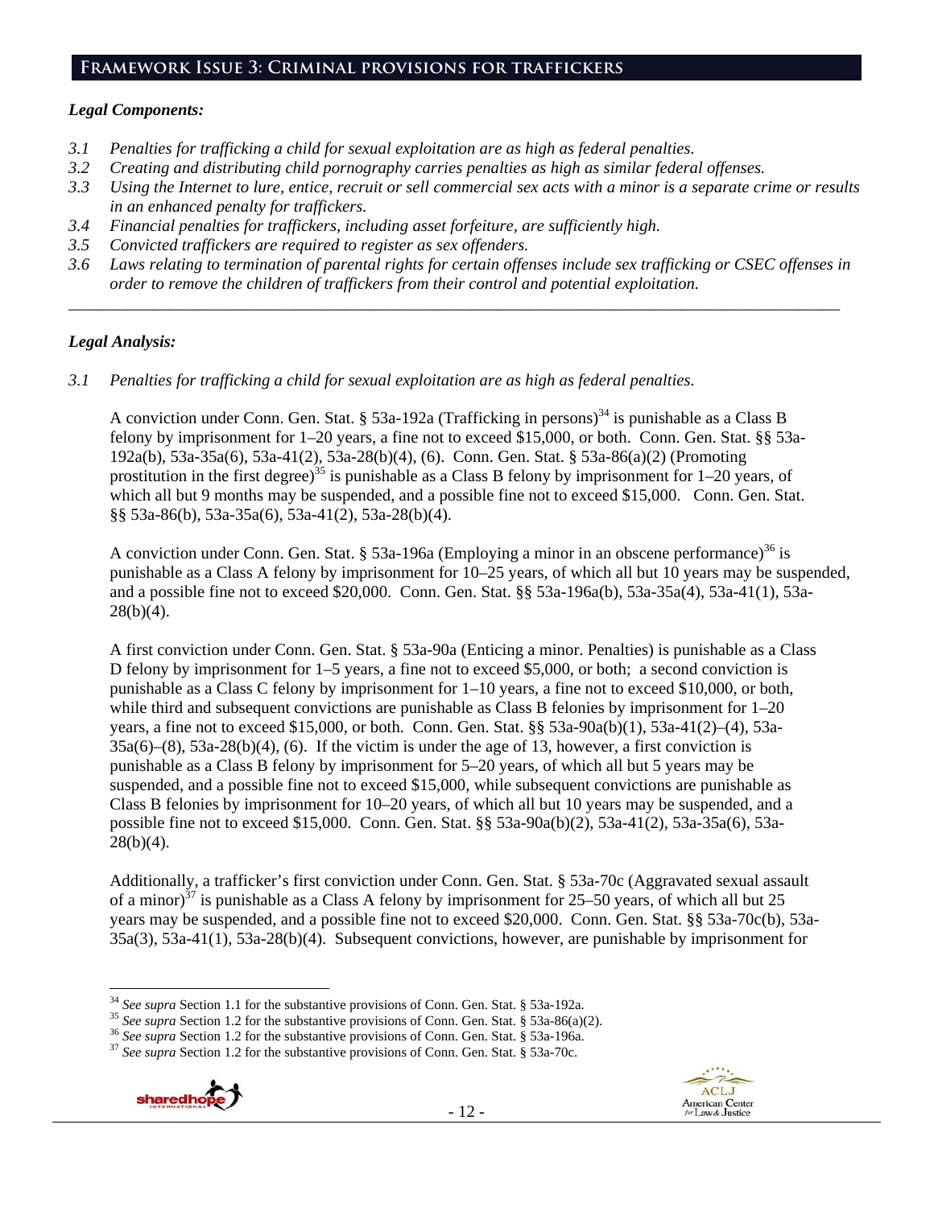## Framework Issue 3: Criminal provisions for traffickers

### *Legal Components:*

*3.1 Penalties for trafficking a child for sexual exploitation are as high as federal penalties.*
*3.2 Creating and distributing child pornography carries penalties as high as similar federal offenses.*
*3.3 Using the Internet to lure, entice, recruit or sell commercial sex acts with a minor is a separate crime or results in an enhanced penalty for traffickers.*
*3.4 Financial penalties for traffickers, including asset forfeiture, are sufficiently high.*
*3.5 Convicted traffickers are required to register as sex offenders.*
*3.6 Laws relating to termination of parental rights for certain offenses include sex trafficking or CSEC offenses in order to remove the children of traffickers from their control and potential exploitation.*

---

### *Legal Analysis:*

*3.1 Penalties for trafficking a child for sexual exploitation are as high as federal penalties.*

A conviction under Conn. Gen. Stat. § 53a-192a (Trafficking in persons)[34] is punishable as a Class B felony by imprisonment for 1–20 years, a fine not to exceed $15,000, or both. Conn. Gen. Stat. §§ 53a-192a(b), 53a-35a(6), 53a-41(2), 53a-28(b)(4), (6). Conn. Gen. Stat. § 53a-86(a)(2) (Promoting prostitution in the first degree)[35] is punishable as a Class B felony by imprisonment for 1–20 years, of which all but 9 months may be suspended, and a possible fine not to exceed $15,000. Conn. Gen. Stat. §§ 53a-86(b), 53a-35a(6), 53a-41(2), 53a-28(b)(4).

A conviction under Conn. Gen. Stat. § 53a-196a (Employing a minor in an obscene performance)[36] is punishable as a Class A felony by imprisonment for 10–25 years, of which all but 10 years may be suspended, and a possible fine not to exceed $20,000. Conn. Gen. Stat. §§ 53a-196a(b), 53a-35a(4), 53a-41(1), 53a-28(b)(4).

A first conviction under Conn. Gen. Stat. § 53a-90a (Enticing a minor. Penalties) is punishable as a Class D felony by imprisonment for 1–5 years, a fine not to exceed $5,000, or both; a second conviction is punishable as a Class C felony by imprisonment for 1–10 years, a fine not to exceed $10,000, or both, while third and subsequent convictions are punishable as Class B felonies by imprisonment for 1–20 years, a fine not to exceed $15,000, or both. Conn. Gen. Stat. §§ 53a-90a(b)(1), 53a-41(2)–(4), 53a-35a(6)–(8), 53a-28(b)(4), (6). If the victim is under the age of 13, however, a first conviction is punishable as a Class B felony by imprisonment for 5–20 years, of which all but 5 years may be suspended, and a possible fine not to exceed $15,000, while subsequent convictions are punishable as Class B felonies by imprisonment for 10–20 years, of which all but 10 years may be suspended, and a possible fine not to exceed $15,000. Conn. Gen. Stat. §§ 53a-90a(b)(2), 53a-41(2), 53a-35a(6), 53a-28(b)(4).

Additionally, a trafficker's first conviction under Conn. Gen. Stat. § 53a-70c (Aggravated sexual assault of a minor)[37] is punishable as a Class A felony by imprisonment for 25–50 years, of which all but 25 years may be suspended, and a possible fine not to exceed $20,000. Conn. Gen. Stat. §§ 53a-70c(b), 53a-35a(3), 53a-41(1), 53a-28(b)(4). Subsequent convictions, however, are punishable by imprisonment for

---

[34] *See supra* Section 1.1 for the substantive provisions of Conn. Gen. Stat. § 53a-192a.
[35] *See supra* Section 1.2 for the substantive provisions of Conn. Gen. Stat. § 53a-86(a)(2).
[36] *See supra* Section 1.2 for the substantive provisions of Conn. Gen. Stat. § 53a-196a.
[37] *See supra* Section 1.2 for the substantive provisions of Conn. Gen. Stat. § 53a-70c.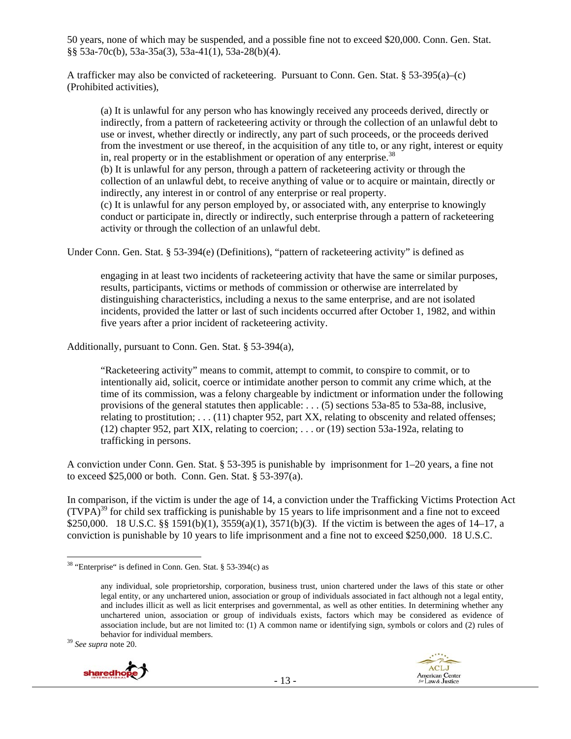50 years, none of which may be suspended, and a possible fine not to exceed $20,000. Conn. Gen. Stat. §§ 53a-70c(b), 53a-35a(3), 53a-41(1), 53a-28(b)(4).

A trafficker may also be convicted of racketeering. Pursuant to Conn. Gen. Stat. § 53-395(a)–(c) (Prohibited activities),

> (a) It is unlawful for any person who has knowingly received any proceeds derived, directly or indirectly, from a pattern of racketeering activity or through the collection of an unlawful debt to use or invest, whether directly or indirectly, any part of such proceeds, or the proceeds derived from the investment or use thereof, in the acquisition of any title to, or any right, interest or equity in, real property or in the establishment or operation of any enterprise.[38]
>
> (b) It is unlawful for any person, through a pattern of racketeering activity or through the collection of an unlawful debt, to receive anything of value or to acquire or maintain, directly or indirectly, any interest in or control of any enterprise or real property.
>
> (c) It is unlawful for any person employed by, or associated with, any enterprise to knowingly conduct or participate in, directly or indirectly, such enterprise through a pattern of racketeering activity or through the collection of an unlawful debt.

Under Conn. Gen. Stat. § 53-394(e) (Definitions), "pattern of racketeering activity" is defined as

> engaging in at least two incidents of racketeering activity that have the same or similar purposes, results, participants, victims or methods of commission or otherwise are interrelated by distinguishing characteristics, including a nexus to the same enterprise, and are not isolated incidents, provided the latter or last of such incidents occurred after October 1, 1982, and within five years after a prior incident of racketeering activity.

Additionally, pursuant to Conn. Gen. Stat. § 53-394(a),

> "Racketeering activity" means to commit, attempt to commit, to conspire to commit, or to intentionally aid, solicit, coerce or intimidate another person to commit any crime which, at the time of its commission, was a felony chargeable by indictment or information under the following provisions of the general statutes then applicable: . . . (5) sections 53a-85 to 53a-88, inclusive, relating to prostitution; . . . (11) chapter 952, part XX, relating to obscenity and related offenses; (12) chapter 952, part XIX, relating to coercion; . . . or (19) section 53a-192a, relating to trafficking in persons.

A conviction under Conn. Gen. Stat. § 53-395 is punishable by imprisonment for 1–20 years, a fine not to exceed $25,000 or both. Conn. Gen. Stat. § 53-397(a).

In comparison, if the victim is under the age of 14, a conviction under the Trafficking Victims Protection Act (TVPA)[39] for child sex trafficking is punishable by 15 years to life imprisonment and a fine not to exceed $250,000. 18 U.S.C. §§ 1591(b)(1), 3559(a)(1), 3571(b)(3). If the victim is between the ages of 14–17, a conviction is punishable by 10 years to life imprisonment and a fine not to exceed $250,000. 18 U.S.C.

---

[38] "Enterprise" is defined in Conn. Gen. Stat. § 53-394(c) as

> any individual, sole proprietorship, corporation, business trust, union chartered under the laws of this state or other legal entity, or any unchartered union, association or group of individuals associated in fact although not a legal entity, and includes illicit as well as licit enterprises and governmental, as well as other entities. In determining whether any unchartered union, association or group of individuals exists, factors which may be considered as evidence of association include, but are not limited to: (1) A common name or identifying sign, symbols or colors and (2) rules of behavior for individual members.

[39] *See supra* note 20.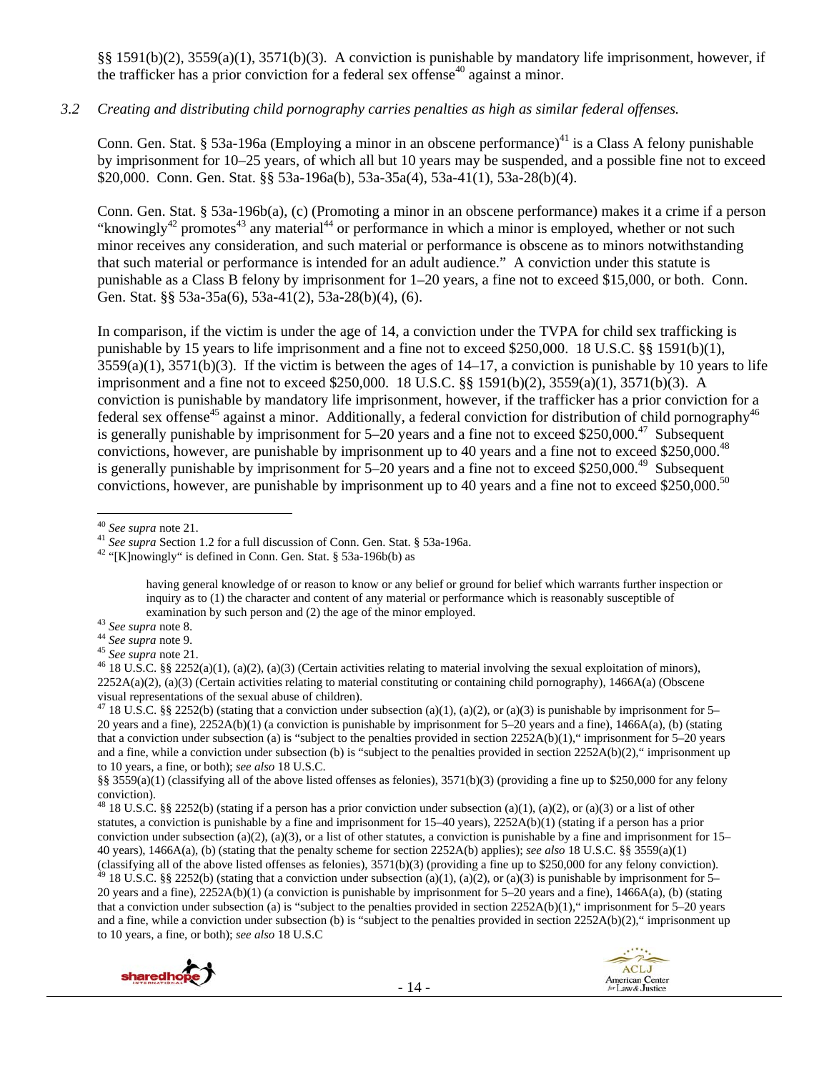§§ 1591(b)(2), 3559(a)(1), 3571(b)(3). A conviction is punishable by mandatory life imprisonment, however, if the trafficker has a prior conviction for a federal sex offense[40] against a minor.

### *3.2 Creating and distributing child pornography carries penalties as high as similar federal offenses.*

Conn. Gen. Stat. § 53a-196a (Employing a minor in an obscene performance)[41] is a Class A felony punishable by imprisonment for 10–25 years, of which all but 10 years may be suspended, and a possible fine not to exceed $20,000. Conn. Gen. Stat. §§ 53a-196a(b), 53a-35a(4), 53a-41(1), 53a-28(b)(4).

Conn. Gen. Stat. § 53a-196b(a), (c) (Promoting a minor in an obscene performance) makes it a crime if a person "knowingly[42] promotes[43] any material[44] or performance in which a minor is employed, whether or not such minor receives any consideration, and such material or performance is obscene as to minors notwithstanding that such material or performance is intended for an adult audience." A conviction under this statute is punishable as a Class B felony by imprisonment for 1–20 years, a fine not to exceed $15,000, or both. Conn. Gen. Stat. §§ 53a-35a(6), 53a-41(2), 53a-28(b)(4), (6).

In comparison, if the victim is under the age of 14, a conviction under the TVPA for child sex trafficking is punishable by 15 years to life imprisonment and a fine not to exceed $250,000. 18 U.S.C. §§ 1591(b)(1), 3559(a)(1), 3571(b)(3). If the victim is between the ages of 14–17, a conviction is punishable by 10 years to life imprisonment and a fine not to exceed $250,000. 18 U.S.C. §§ 1591(b)(2), 3559(a)(1), 3571(b)(3). A conviction is punishable by mandatory life imprisonment, however, if the trafficker has a prior conviction for a federal sex offense[45] against a minor. Additionally, a federal conviction for distribution of child pornography[46] is generally punishable by imprisonment for 5–20 years and a fine not to exceed $250,000.[47] Subsequent convictions, however, are punishable by imprisonment up to 40 years and a fine not to exceed $250,000.[48] is generally punishable by imprisonment for 5–20 years and a fine not to exceed $250,000.[49] Subsequent convictions, however, are punishable by imprisonment up to 40 years and a fine not to exceed $250,000.[50]

---

[40] *See supra* note 21.

[41] *See supra* Section 1.2 for a full discussion of Conn. Gen. Stat. § 53a-196a.

[42] "[K]nowingly" is defined in Conn. Gen. Stat. § 53a-196b(b) as

> having general knowledge of or reason to know or any belief or ground for belief which warrants further inspection or inquiry as to (1) the character and content of any material or performance which is reasonably susceptible of examination by such person and (2) the age of the minor employed.

[43] *See supra* note 8.

[44] *See supra* note 9.

[45] *See supra* note 21.

[46] 18 U.S.C. §§ 2252(a)(1), (a)(2), (a)(3) (Certain activities relating to material involving the sexual exploitation of minors), 2252A(a)(2), (a)(3) (Certain activities relating to material constituting or containing child pornography), 1466A(a) (Obscene visual representations of the sexual abuse of children).

[47] 18 U.S.C. §§ 2252(b) (stating that a conviction under subsection (a)(1), (a)(2), or (a)(3) is punishable by imprisonment for 5–20 years and a fine), 2252A(b)(1) (a conviction is punishable by imprisonment for 5–20 years and a fine), 1466A(a), (b) (stating that a conviction under subsection (a) is "subject to the penalties provided in section 2252A(b)(1)," imprisonment for 5–20 years and a fine, while a conviction under subsection (b) is "subject to the penalties provided in section 2252A(b)(2)," imprisonment up to 10 years, a fine, or both); *see also* 18 U.S.C. §§ 3559(a)(1) (classifying all of the above listed offenses as felonies), 3571(b)(3) (providing a fine up to $250,000 for any felony conviction).

[48] 18 U.S.C. §§ 2252(b) (stating if a person has a prior conviction under subsection (a)(1), (a)(2), or (a)(3) or a list of other statutes, a conviction is punishable by a fine and imprisonment for 15–40 years), 2252A(b)(1) (stating if a person has a prior conviction under subsection (a)(2), (a)(3), or a list of other statutes, a conviction is punishable by a fine and imprisonment for 15–40 years), 1466A(a), (b) (stating that the penalty scheme for section 2252A(b) applies); *see also* 18 U.S.C. §§ 3559(a)(1) (classifying all of the above listed offenses as felonies), 3571(b)(3) (providing a fine up to $250,000 for any felony conviction).

[49] 18 U.S.C. §§ 2252(b) (stating that a conviction under subsection (a)(1), (a)(2), or (a)(3) is punishable by imprisonment for 5–20 years and a fine), 2252A(b)(1) (a conviction is punishable by imprisonment for 5–20 years and a fine), 1466A(a), (b) (stating that a conviction under subsection (a) is "subject to the penalties provided in section 2252A(b)(1)," imprisonment for 5–20 years and a fine, while a conviction under subsection (b) is "subject to the penalties provided in section 2252A(b)(2)," imprisonment up to 10 years, a fine, or both); *see also* 18 U.S.C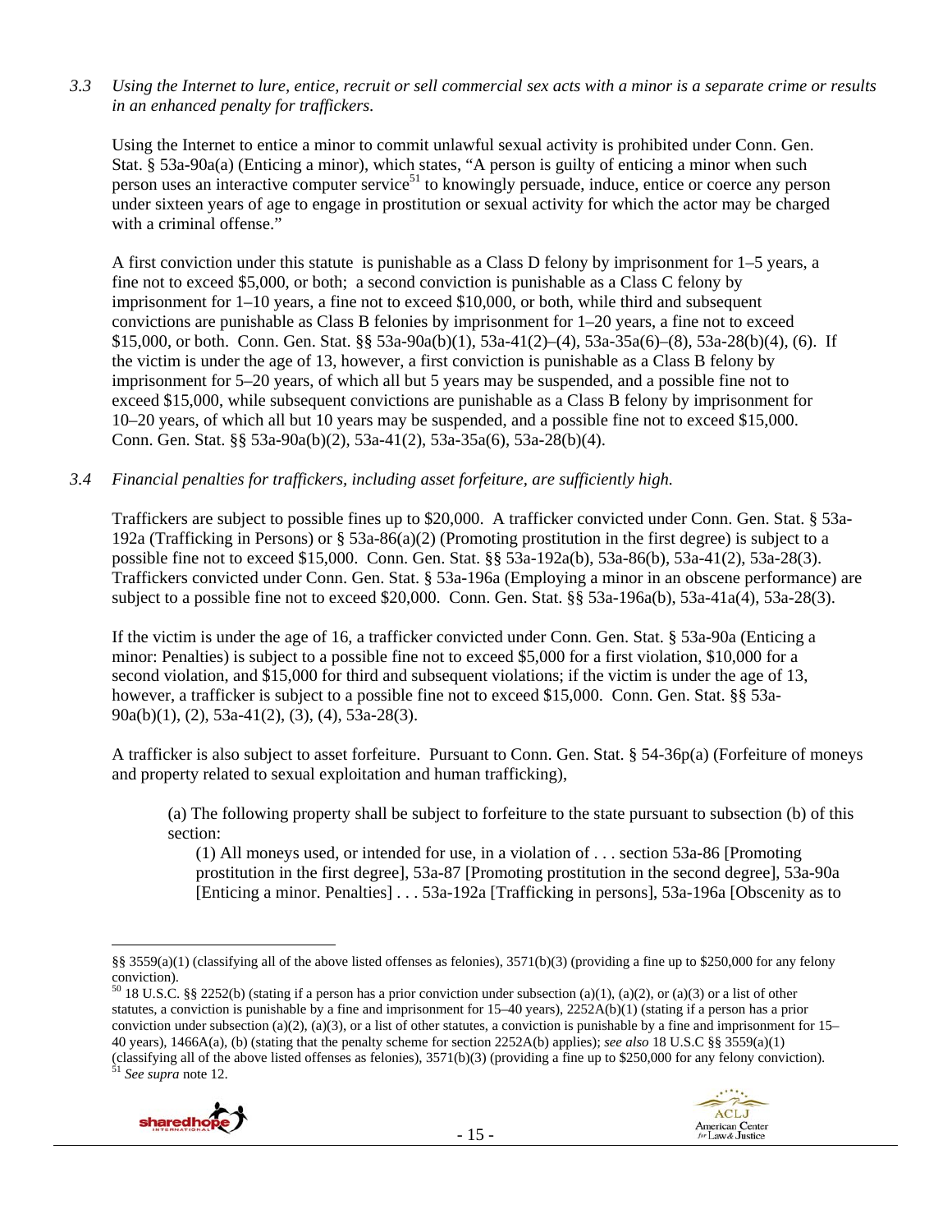*3.3 Using the Internet to lure, entice, recruit or sell commercial sex acts with a minor is a separate crime or results in an enhanced penalty for traffickers.*

Using the Internet to entice a minor to commit unlawful sexual activity is prohibited under Conn. Gen. Stat. § 53a-90a(a) (Enticing a minor), which states, "A person is guilty of enticing a minor when such person uses an interactive computer service[51] to knowingly persuade, induce, entice or coerce any person under sixteen years of age to engage in prostitution or sexual activity for which the actor may be charged with a criminal offense."

A first conviction under this statute is punishable as a Class D felony by imprisonment for 1–5 years, a fine not to exceed $5,000, or both; a second conviction is punishable as a Class C felony by imprisonment for 1–10 years, a fine not to exceed $10,000, or both, while third and subsequent convictions are punishable as Class B felonies by imprisonment for 1–20 years, a fine not to exceed $15,000, or both. Conn. Gen. Stat. §§ 53a-90a(b)(1), 53a-41(2)–(4), 53a-35a(6)–(8), 53a-28(b)(4), (6). If the victim is under the age of 13, however, a first conviction is punishable as a Class B felony by imprisonment for 5–20 years, of which all but 5 years may be suspended, and a possible fine not to exceed $15,000, while subsequent convictions are punishable as a Class B felony by imprisonment for 10–20 years, of which all but 10 years may be suspended, and a possible fine not to exceed $15,000. Conn. Gen. Stat. §§ 53a-90a(b)(2), 53a-41(2), 53a-35a(6), 53a-28(b)(4).

*3.4 Financial penalties for traffickers, including asset forfeiture, are sufficiently high.*

Traffickers are subject to possible fines up to $20,000. A trafficker convicted under Conn. Gen. Stat. § 53a-192a (Trafficking in Persons) or § 53a-86(a)(2) (Promoting prostitution in the first degree) is subject to a possible fine not to exceed $15,000. Conn. Gen. Stat. §§ 53a-192a(b), 53a-86(b), 53a-41(2), 53a-28(3). Traffickers convicted under Conn. Gen. Stat. § 53a-196a (Employing a minor in an obscene performance) are subject to a possible fine not to exceed $20,000. Conn. Gen. Stat. §§ 53a-196a(b), 53a-41a(4), 53a-28(3).

If the victim is under the age of 16, a trafficker convicted under Conn. Gen. Stat. § 53a-90a (Enticing a minor: Penalties) is subject to a possible fine not to exceed $5,000 for a first violation, $10,000 for a second violation, and $15,000 for third and subsequent violations; if the victim is under the age of 13, however, a trafficker is subject to a possible fine not to exceed $15,000. Conn. Gen. Stat. §§ 53a-90a(b)(1), (2), 53a-41(2), (3), (4), 53a-28(3).

A trafficker is also subject to asset forfeiture. Pursuant to Conn. Gen. Stat. § 54-36p(a) (Forfeiture of moneys and property related to sexual exploitation and human trafficking),

> (a) The following property shall be subject to forfeiture to the state pursuant to subsection (b) of this section:
>
> (1) All moneys used, or intended for use, in a violation of . . . section 53a-86 [Promoting prostitution in the first degree], 53a-87 [Promoting prostitution in the second degree], 53a-90a [Enticing a minor. Penalties] . . . 53a-192a [Trafficking in persons], 53a-196a [Obscenity as to

---

§§ 3559(a)(1) (classifying all of the above listed offenses as felonies), 3571(b)(3) (providing a fine up to $250,000 for any felony conviction).

[50] 18 U.S.C. §§ 2252(b) (stating if a person has a prior conviction under subsection (a)(1), (a)(2), or (a)(3) or a list of other statutes, a conviction is punishable by a fine and imprisonment for 15–40 years), 2252A(b)(1) (stating if a person has a prior conviction under subsection (a)(2), (a)(3), or a list of other statutes, a conviction is punishable by a fine and imprisonment for 15–40 years), 1466A(a), (b) (stating that the penalty scheme for section 2252A(b) applies); *see also* 18 U.S.C §§ 3559(a)(1) (classifying all of the above listed offenses as felonies), 3571(b)(3) (providing a fine up to $250,000 for any felony conviction).

[51] *See supra* note 12.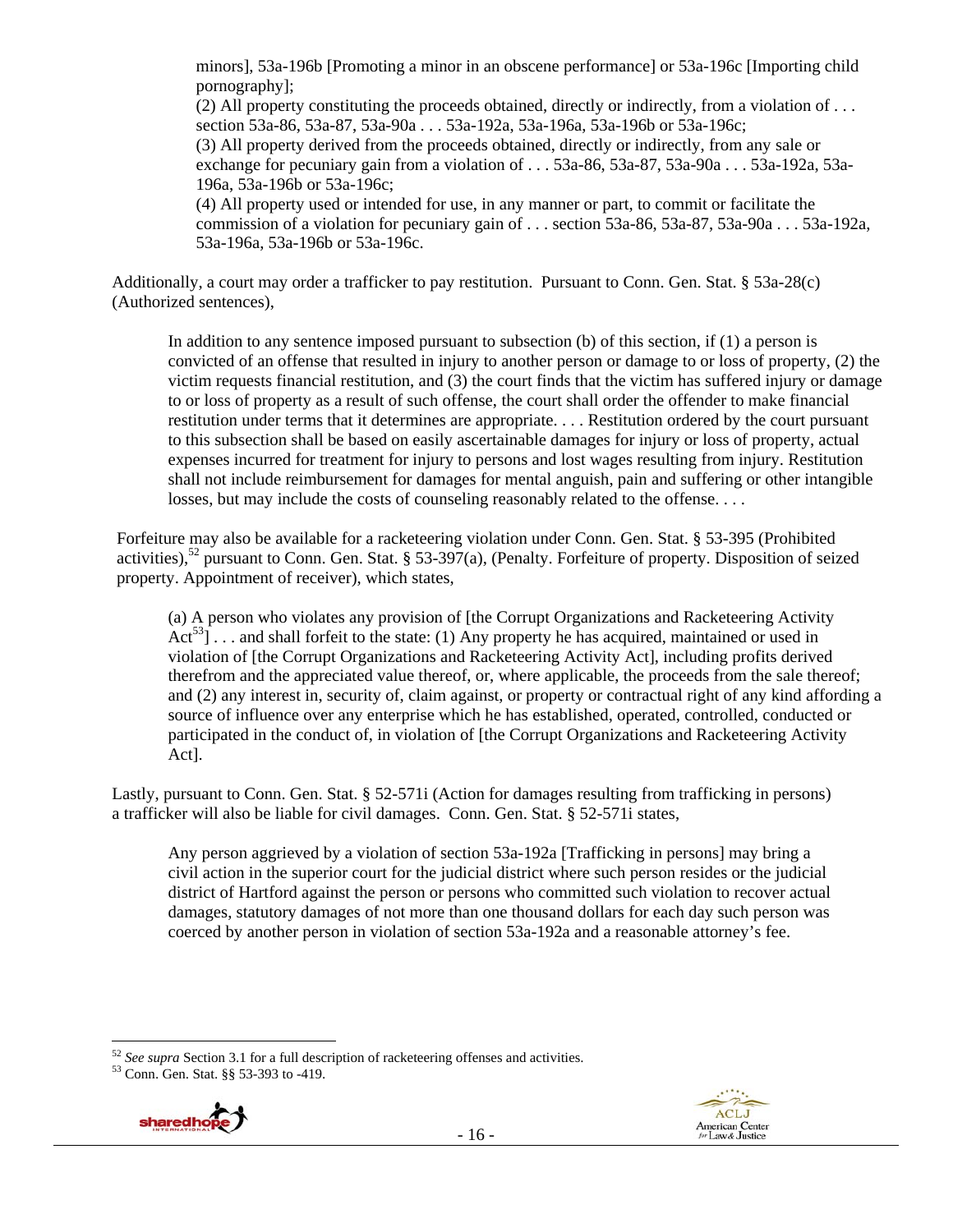minors], 53a-196b [Promoting a minor in an obscene performance] or 53a-196c [Importing child pornography];

(2) All property constituting the proceeds obtained, directly or indirectly, from a violation of . . . section 53a-86, 53a-87, 53a-90a . . . 53a-192a, 53a-196a, 53a-196b or 53a-196c;

(3) All property derived from the proceeds obtained, directly or indirectly, from any sale or exchange for pecuniary gain from a violation of . . . 53a-86, 53a-87, 53a-90a . . . 53a-192a, 53a-196a, 53a-196b or 53a-196c;

(4) All property used or intended for use, in any manner or part, to commit or facilitate the commission of a violation for pecuniary gain of . . . section 53a-86, 53a-87, 53a-90a . . . 53a-192a, 53a-196a, 53a-196b or 53a-196c.

Additionally, a court may order a trafficker to pay restitution. Pursuant to Conn. Gen. Stat. § 53a-28(c) (Authorized sentences),

> In addition to any sentence imposed pursuant to subsection (b) of this section, if (1) a person is convicted of an offense that resulted in injury to another person or damage to or loss of property, (2) the victim requests financial restitution, and (3) the court finds that the victim has suffered injury or damage to or loss of property as a result of such offense, the court shall order the offender to make financial restitution under terms that it determines are appropriate. . . . Restitution ordered by the court pursuant to this subsection shall be based on easily ascertainable damages for injury or loss of property, actual expenses incurred for treatment for injury to persons and lost wages resulting from injury. Restitution shall not include reimbursement for damages for mental anguish, pain and suffering or other intangible losses, but may include the costs of counseling reasonably related to the offense. . . .

Forfeiture may also be available for a racketeering violation under Conn. Gen. Stat. § 53-395 (Prohibited activities),[52] pursuant to Conn. Gen. Stat. § 53-397(a), (Penalty. Forfeiture of property. Disposition of seized property. Appointment of receiver), which states,

> (a) A person who violates any provision of [the Corrupt Organizations and Racketeering Activity Act[53]] . . . and shall forfeit to the state: (1) Any property he has acquired, maintained or used in violation of [the Corrupt Organizations and Racketeering Activity Act], including profits derived therefrom and the appreciated value thereof, or, where applicable, the proceeds from the sale thereof; and (2) any interest in, security of, claim against, or property or contractual right of any kind affording a source of influence over any enterprise which he has established, operated, controlled, conducted or participated in the conduct of, in violation of [the Corrupt Organizations and Racketeering Activity Act].

Lastly, pursuant to Conn. Gen. Stat. § 52-571i (Action for damages resulting from trafficking in persons) a trafficker will also be liable for civil damages. Conn. Gen. Stat. § 52-571i states,

> Any person aggrieved by a violation of section 53a-192a [Trafficking in persons] may bring a civil action in the superior court for the judicial district where such person resides or the judicial district of Hartford against the person or persons who committed such violation to recover actual damages, statutory damages of not more than one thousand dollars for each day such person was coerced by another person in violation of section 53a-192a and a reasonable attorney's fee.

---

[52] *See supra* Section 3.1 for a full description of racketeering offenses and activities.

[53] Conn. Gen. Stat. §§ 53-393 to -419.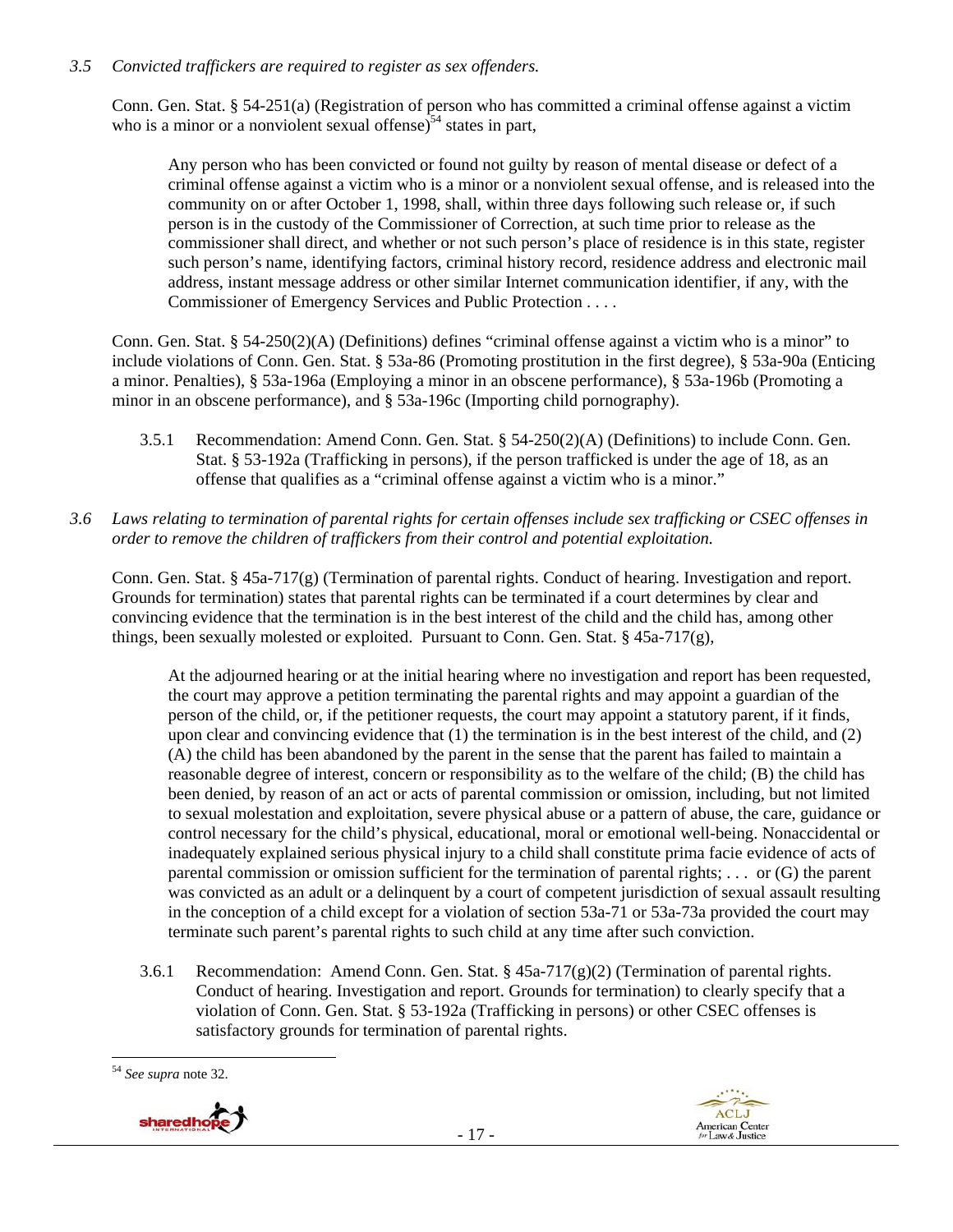*3.5 Convicted traffickers are required to register as sex offenders.*

Conn. Gen. Stat. § 54-251(a) (Registration of person who has committed a criminal offense against a victim who is a minor or a nonviolent sexual offense)[54] states in part,

> Any person who has been convicted or found not guilty by reason of mental disease or defect of a criminal offense against a victim who is a minor or a nonviolent sexual offense, and is released into the community on or after October 1, 1998, shall, within three days following such release or, if such person is in the custody of the Commissioner of Correction, at such time prior to release as the commissioner shall direct, and whether or not such person's place of residence is in this state, register such person's name, identifying factors, criminal history record, residence address and electronic mail address, instant message address or other similar Internet communication identifier, if any, with the Commissioner of Emergency Services and Public Protection . . . .

Conn. Gen. Stat. § 54-250(2)(A) (Definitions) defines "criminal offense against a victim who is a minor" to include violations of Conn. Gen. Stat. § 53a-86 (Promoting prostitution in the first degree), § 53a-90a (Enticing a minor. Penalties), § 53a-196a (Employing a minor in an obscene performance), § 53a-196b (Promoting a minor in an obscene performance), and § 53a-196c (Importing child pornography).

3.5.1 Recommendation: Amend Conn. Gen. Stat. § 54-250(2)(A) (Definitions) to include Conn. Gen. Stat. § 53-192a (Trafficking in persons), if the person trafficked is under the age of 18, as an offense that qualifies as a "criminal offense against a victim who is a minor."

*3.6 Laws relating to termination of parental rights for certain offenses include sex trafficking or CSEC offenses in order to remove the children of traffickers from their control and potential exploitation.*

Conn. Gen. Stat. § 45a-717(g) (Termination of parental rights. Conduct of hearing. Investigation and report. Grounds for termination) states that parental rights can be terminated if a court determines by clear and convincing evidence that the termination is in the best interest of the child and the child has, among other things, been sexually molested or exploited. Pursuant to Conn. Gen. Stat. § 45a-717(g),

> At the adjourned hearing or at the initial hearing where no investigation and report has been requested, the court may approve a petition terminating the parental rights and may appoint a guardian of the person of the child, or, if the petitioner requests, the court may appoint a statutory parent, if it finds, upon clear and convincing evidence that (1) the termination is in the best interest of the child, and (2) (A) the child has been abandoned by the parent in the sense that the parent has failed to maintain a reasonable degree of interest, concern or responsibility as to the welfare of the child; (B) the child has been denied, by reason of an act or acts of parental commission or omission, including, but not limited to sexual molestation and exploitation, severe physical abuse or a pattern of abuse, the care, guidance or control necessary for the child's physical, educational, moral or emotional well-being. Nonaccidental or inadequately explained serious physical injury to a child shall constitute prima facie evidence of acts of parental commission or omission sufficient for the termination of parental rights; . . . or (G) the parent was convicted as an adult or a delinquent by a court of competent jurisdiction of sexual assault resulting in the conception of a child except for a violation of section 53a-71 or 53a-73a provided the court may terminate such parent's parental rights to such child at any time after such conviction.

3.6.1 Recommendation: Amend Conn. Gen. Stat. § 45a-717(g)(2) (Termination of parental rights. Conduct of hearing. Investigation and report. Grounds for termination) to clearly specify that a violation of Conn. Gen. Stat. § 53-192a (Trafficking in persons) or other CSEC offenses is satisfactory grounds for termination of parental rights.

---

[54] *See supra* note 32.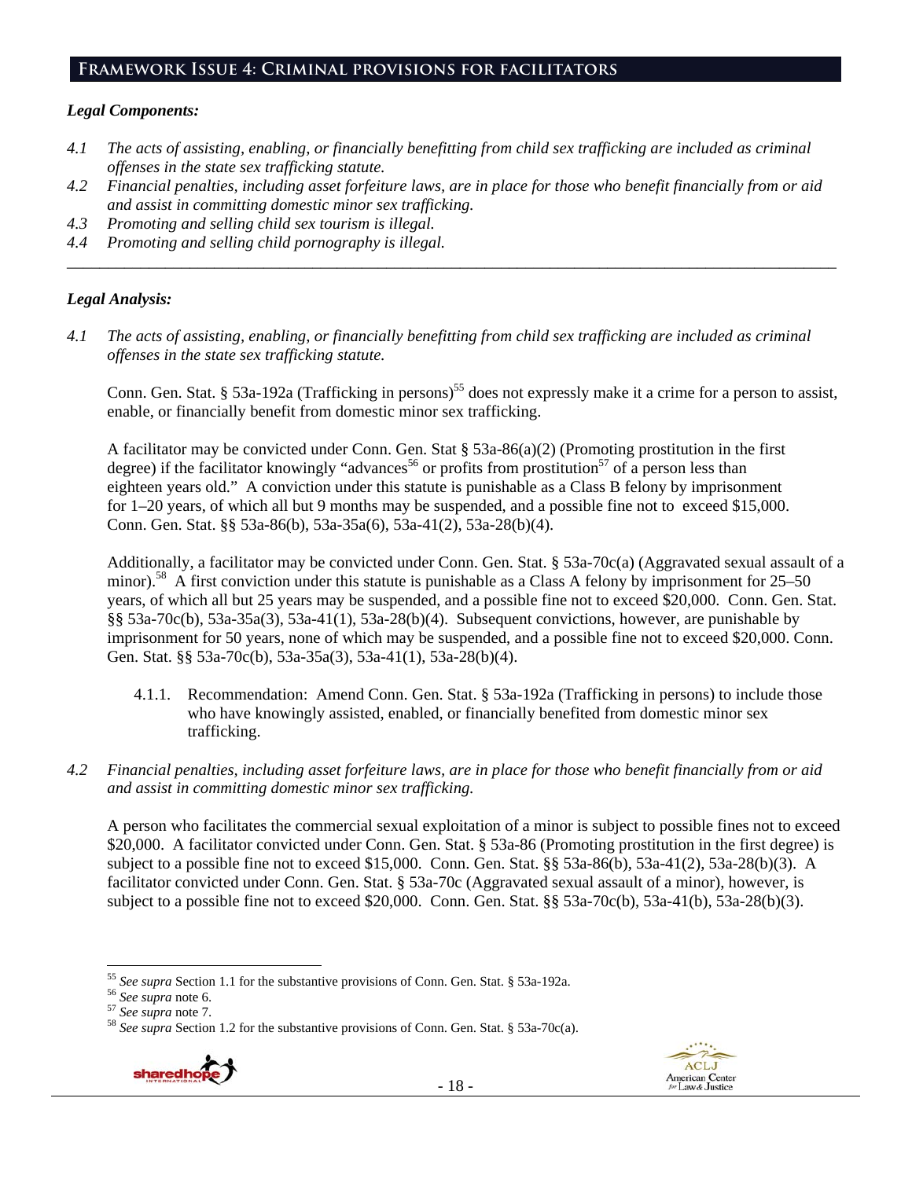## Framework Issue 4: Criminal provisions for facilitators

### *Legal Components:*

*4.1 The acts of assisting, enabling, or financially benefitting from child sex trafficking are included as criminal offenses in the state sex trafficking statute.*

*4.2 Financial penalties, including asset forfeiture laws, are in place for those who benefit financially from or aid and assist in committing domestic minor sex trafficking.*

*4.3 Promoting and selling child sex tourism is illegal.*

*4.4 Promoting and selling child pornography is illegal.*

---

### *Legal Analysis:*

*4.1 The acts of assisting, enabling, or financially benefitting from child sex trafficking are included as criminal offenses in the state sex trafficking statute.*

Conn. Gen. Stat. § 53a-192a (Trafficking in persons)[55] does not expressly make it a crime for a person to assist, enable, or financially benefit from domestic minor sex trafficking.

A facilitator may be convicted under Conn. Gen. Stat § 53a-86(a)(2) (Promoting prostitution in the first degree) if the facilitator knowingly "advances[56] or profits from prostitution[57] of a person less than eighteen years old." A conviction under this statute is punishable as a Class B felony by imprisonment for 1–20 years, of which all but 9 months may be suspended, and a possible fine not to exceed $15,000. Conn. Gen. Stat. §§ 53a-86(b), 53a-35a(6), 53a-41(2), 53a-28(b)(4).

Additionally, a facilitator may be convicted under Conn. Gen. Stat. § 53a-70c(a) (Aggravated sexual assault of a minor).[58] A first conviction under this statute is punishable as a Class A felony by imprisonment for 25–50 years, of which all but 25 years may be suspended, and a possible fine not to exceed $20,000. Conn. Gen. Stat. §§ 53a-70c(b), 53a-35a(3), 53a-41(1), 53a-28(b)(4). Subsequent convictions, however, are punishable by imprisonment for 50 years, none of which may be suspended, and a possible fine not to exceed $20,000. Conn. Gen. Stat. §§ 53a-70c(b), 53a-35a(3), 53a-41(1), 53a-28(b)(4).

4.1.1. Recommendation: Amend Conn. Gen. Stat. § 53a-192a (Trafficking in persons) to include those who have knowingly assisted, enabled, or financially benefited from domestic minor sex trafficking.

*4.2 Financial penalties, including asset forfeiture laws, are in place for those who benefit financially from or aid and assist in committing domestic minor sex trafficking.*

A person who facilitates the commercial sexual exploitation of a minor is subject to possible fines not to exceed $20,000. A facilitator convicted under Conn. Gen. Stat. § 53a-86 (Promoting prostitution in the first degree) is subject to a possible fine not to exceed $15,000. Conn. Gen. Stat. §§ 53a-86(b), 53a-41(2), 53a-28(b)(3). A facilitator convicted under Conn. Gen. Stat. § 53a-70c (Aggravated sexual assault of a minor), however, is subject to a possible fine not to exceed $20,000. Conn. Gen. Stat. §§ 53a-70c(b), 53a-41(b), 53a-28(b)(3).

---

[55] *See supra* Section 1.1 for the substantive provisions of Conn. Gen. Stat. § 53a-192a.
[56] *See supra* note 6.
[57] *See supra* note 7.
[58] *See supra* Section 1.2 for the substantive provisions of Conn. Gen. Stat. § 53a-70c(a).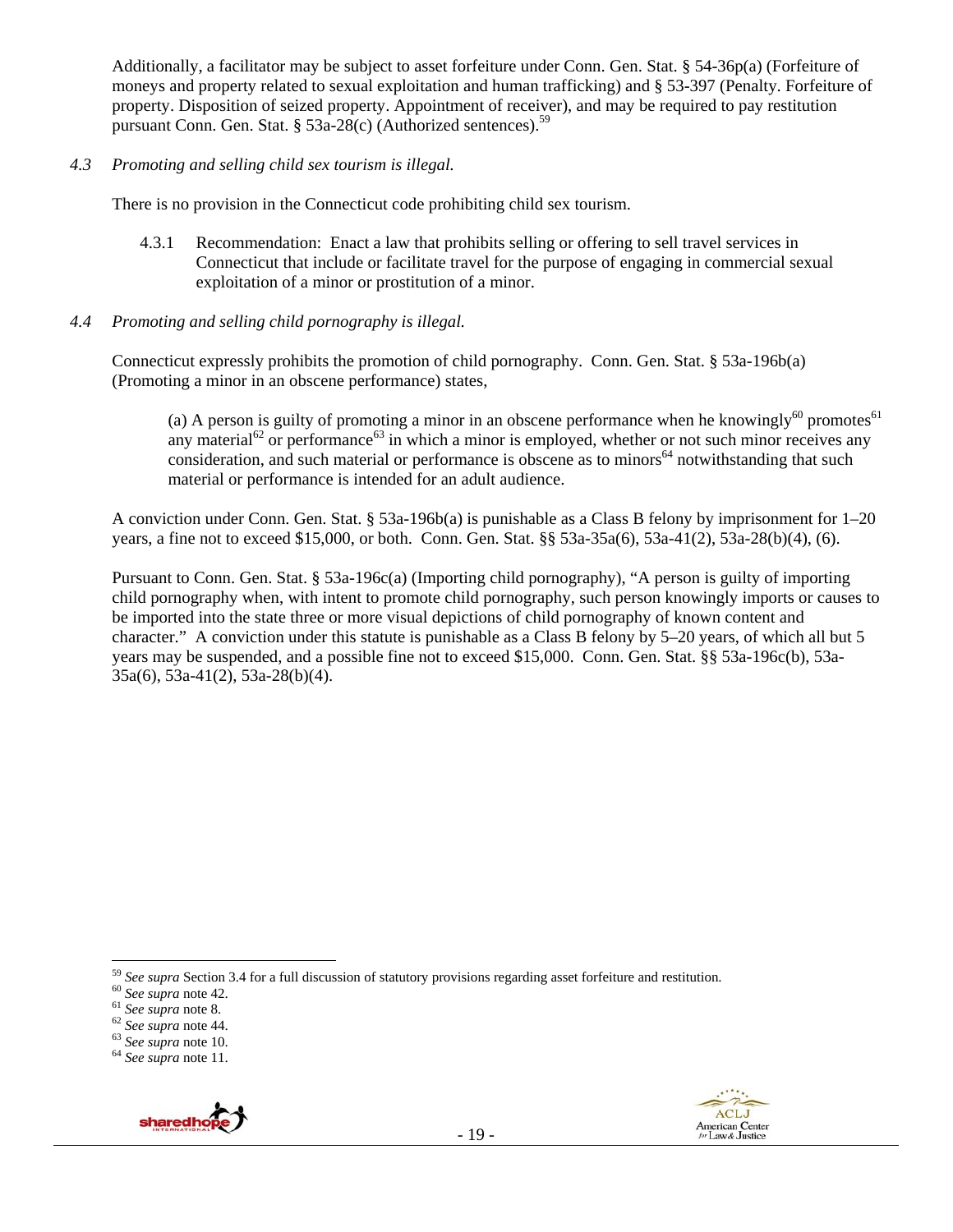Additionally, a facilitator may be subject to asset forfeiture under Conn. Gen. Stat. § 54-36p(a) (Forfeiture of moneys and property related to sexual exploitation and human trafficking) and § 53-397 (Penalty. Forfeiture of property. Disposition of seized property. Appointment of receiver), and may be required to pay restitution pursuant Conn. Gen. Stat. § 53a-28(c) (Authorized sentences).[59]

*4.3 Promoting and selling child sex tourism is illegal.*

There is no provision in the Connecticut code prohibiting child sex tourism.

4.3.1 Recommendation: Enact a law that prohibits selling or offering to sell travel services in Connecticut that include or facilitate travel for the purpose of engaging in commercial sexual exploitation of a minor or prostitution of a minor.

*4.4 Promoting and selling child pornography is illegal.*

Connecticut expressly prohibits the promotion of child pornography. Conn. Gen. Stat. § 53a-196b(a) (Promoting a minor in an obscene performance) states,

> (a) A person is guilty of promoting a minor in an obscene performance when he knowingly[60] promotes[61] any material[62] or performance[63] in which a minor is employed, whether or not such minor receives any consideration, and such material or performance is obscene as to minors[64] notwithstanding that such material or performance is intended for an adult audience.

A conviction under Conn. Gen. Stat. § 53a-196b(a) is punishable as a Class B felony by imprisonment for 1–20 years, a fine not to exceed $15,000, or both. Conn. Gen. Stat. §§ 53a-35a(6), 53a-41(2), 53a-28(b)(4), (6).

Pursuant to Conn. Gen. Stat. § 53a-196c(a) (Importing child pornography), "A person is guilty of importing child pornography when, with intent to promote child pornography, such person knowingly imports or causes to be imported into the state three or more visual depictions of child pornography of known content and character." A conviction under this statute is punishable as a Class B felony by 5–20 years, of which all but 5 years may be suspended, and a possible fine not to exceed $15,000. Conn. Gen. Stat. §§ 53a-196c(b), 53a-35a(6), 53a-41(2), 53a-28(b)(4).

---

[59] *See supra* Section 3.4 for a full discussion of statutory provisions regarding asset forfeiture and restitution.
[60] *See supra* note 42.
[61] *See supra* note 8.
[62] *See supra* note 44.
[63] *See supra* note 10.
[64] *See supra* note 11.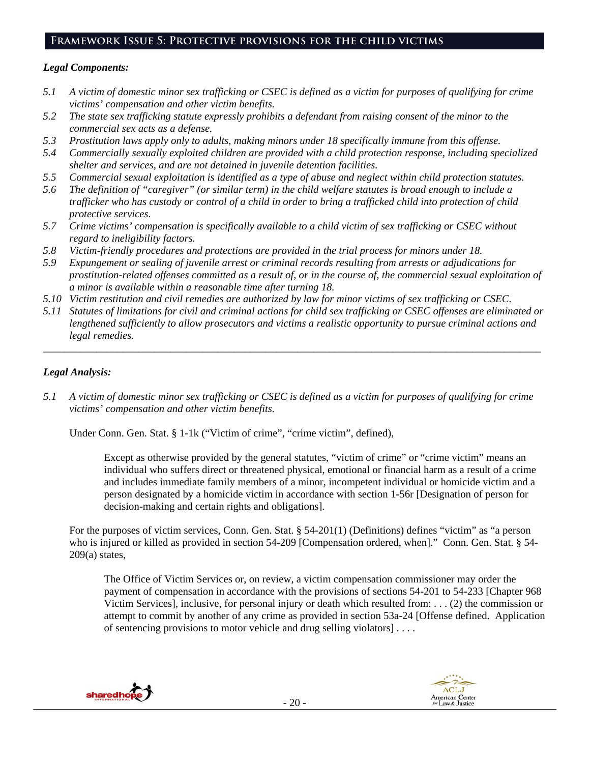## Framework Issue 5: Protective provisions for the child victims

### *Legal Components:*

*5.1 A victim of domestic minor sex trafficking or CSEC is defined as a victim for purposes of qualifying for crime victims' compensation and other victim benefits.*

*5.2 The state sex trafficking statute expressly prohibits a defendant from raising consent of the minor to the commercial sex acts as a defense.*

*5.3 Prostitution laws apply only to adults, making minors under 18 specifically immune from this offense.*

*5.4 Commercially sexually exploited children are provided with a child protection response, including specialized shelter and services, and are not detained in juvenile detention facilities.*

*5.5 Commercial sexual exploitation is identified as a type of abuse and neglect within child protection statutes.*

*5.6 The definition of "caregiver" (or similar term) in the child welfare statutes is broad enough to include a trafficker who has custody or control of a child in order to bring a trafficked child into protection of child protective services.*

*5.7 Crime victims' compensation is specifically available to a child victim of sex trafficking or CSEC without regard to ineligibility factors.*

*5.8 Victim-friendly procedures and protections are provided in the trial process for minors under 18.*

*5.9 Expungement or sealing of juvenile arrest or criminal records resulting from arrests or adjudications for prostitution-related offenses committed as a result of, or in the course of, the commercial sexual exploitation of a minor is available within a reasonable time after turning 18.*

*5.10 Victim restitution and civil remedies are authorized by law for minor victims of sex trafficking or CSEC.*

*5.11 Statutes of limitations for civil and criminal actions for child sex trafficking or CSEC offenses are eliminated or lengthened sufficiently to allow prosecutors and victims a realistic opportunity to pursue criminal actions and legal remedies.*

---

### *Legal Analysis:*

*5.1 A victim of domestic minor sex trafficking or CSEC is defined as a victim for purposes of qualifying for crime victims' compensation and other victim benefits.*

Under Conn. Gen. Stat. § 1-1k ("Victim of crime", "crime victim", defined),

> Except as otherwise provided by the general statutes, "victim of crime" or "crime victim" means an individual who suffers direct or threatened physical, emotional or financial harm as a result of a crime and includes immediate family members of a minor, incompetent individual or homicide victim and a person designated by a homicide victim in accordance with section 1-56r [Designation of person for decision-making and certain rights and obligations].

For the purposes of victim services, Conn. Gen. Stat. § 54-201(1) (Definitions) defines "victim" as "a person who is injured or killed as provided in section 54-209 [Compensation ordered, when]." Conn. Gen. Stat. § 54-209(a) states,

> The Office of Victim Services or, on review, a victim compensation commissioner may order the payment of compensation in accordance with the provisions of sections 54-201 to 54-233 [Chapter 968 Victim Services], inclusive, for personal injury or death which resulted from: . . . (2) the commission or attempt to commit by another of any crime as provided in section 53a-24 [Offense defined. Application of sentencing provisions to motor vehicle and drug selling violators] . . . .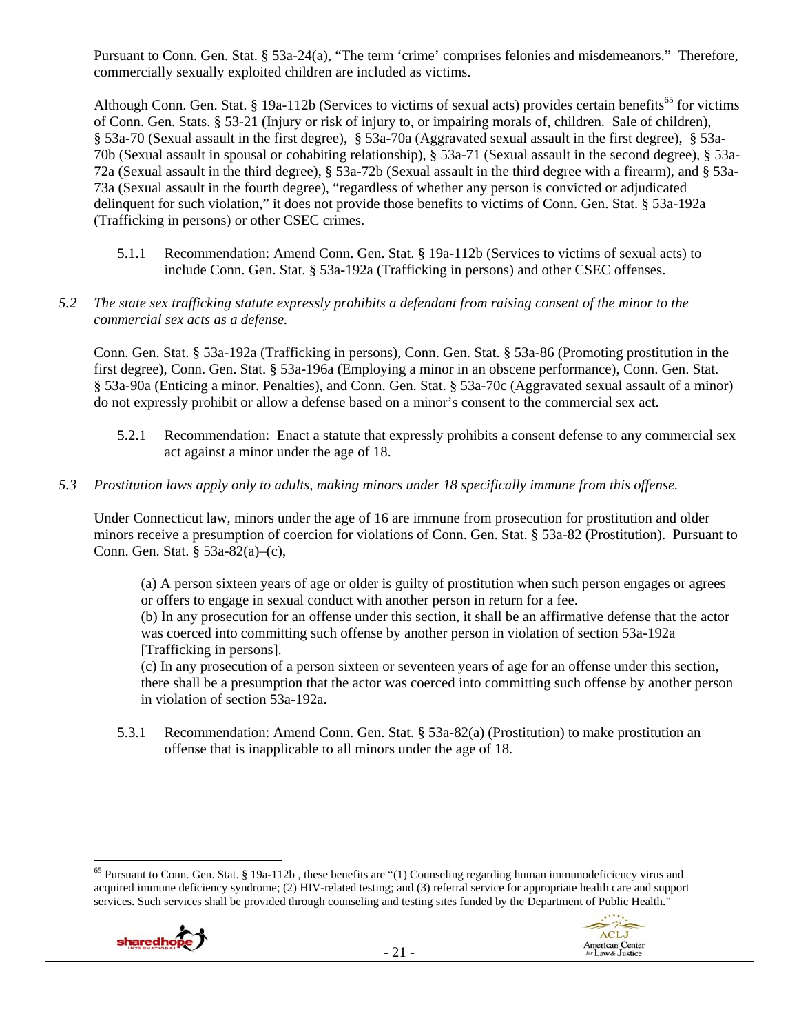Pursuant to Conn. Gen. Stat. § 53a-24(a), "The term 'crime' comprises felonies and misdemeanors." Therefore, commercially sexually exploited children are included as victims.

Although Conn. Gen. Stat. § 19a-112b (Services to victims of sexual acts) provides certain benefits[65] for victims of Conn. Gen. Stats. § 53-21 (Injury or risk of injury to, or impairing morals of, children. Sale of children), § 53a-70 (Sexual assault in the first degree), § 53a-70a (Aggravated sexual assault in the first degree), § 53a-70b (Sexual assault in spousal or cohabiting relationship), § 53a-71 (Sexual assault in the second degree), § 53a-72a (Sexual assault in the third degree), § 53a-72b (Sexual assault in the third degree with a firearm), and § 53a-73a (Sexual assault in the fourth degree), "regardless of whether any person is convicted or adjudicated delinquent for such violation," it does not provide those benefits to victims of Conn. Gen. Stat. § 53a-192a (Trafficking in persons) or other CSEC crimes.

5.1.1 Recommendation: Amend Conn. Gen. Stat. § 19a-112b (Services to victims of sexual acts) to include Conn. Gen. Stat. § 53a-192a (Trafficking in persons) and other CSEC offenses.

*5.2 The state sex trafficking statute expressly prohibits a defendant from raising consent of the minor to the commercial sex acts as a defense.*

Conn. Gen. Stat. § 53a-192a (Trafficking in persons), Conn. Gen. Stat. § 53a-86 (Promoting prostitution in the first degree), Conn. Gen. Stat. § 53a-196a (Employing a minor in an obscene performance), Conn. Gen. Stat. § 53a-90a (Enticing a minor. Penalties), and Conn. Gen. Stat. § 53a-70c (Aggravated sexual assault of a minor) do not expressly prohibit or allow a defense based on a minor's consent to the commercial sex act.

5.2.1 Recommendation: Enact a statute that expressly prohibits a consent defense to any commercial sex act against a minor under the age of 18.

*5.3 Prostitution laws apply only to adults, making minors under 18 specifically immune from this offense.*

Under Connecticut law, minors under the age of 16 are immune from prosecution for prostitution and older minors receive a presumption of coercion for violations of Conn. Gen. Stat. § 53a-82 (Prostitution). Pursuant to Conn. Gen. Stat. § 53a-82(a)–(c),

> (a) A person sixteen years of age or older is guilty of prostitution when such person engages or agrees or offers to engage in sexual conduct with another person in return for a fee.
> (b) In any prosecution for an offense under this section, it shall be an affirmative defense that the actor was coerced into committing such offense by another person in violation of section 53a-192a [Trafficking in persons].
> (c) In any prosecution of a person sixteen or seventeen years of age for an offense under this section, there shall be a presumption that the actor was coerced into committing such offense by another person in violation of section 53a-192a.

5.3.1 Recommendation: Amend Conn. Gen. Stat. § 53a-82(a) (Prostitution) to make prostitution an offense that is inapplicable to all minors under the age of 18.

---

[65] Pursuant to Conn. Gen. Stat. § 19a-112b , these benefits are "(1) Counseling regarding human immunodeficiency virus and acquired immune deficiency syndrome; (2) HIV-related testing; and (3) referral service for appropriate health care and support services. Such services shall be provided through counseling and testing sites funded by the Department of Public Health."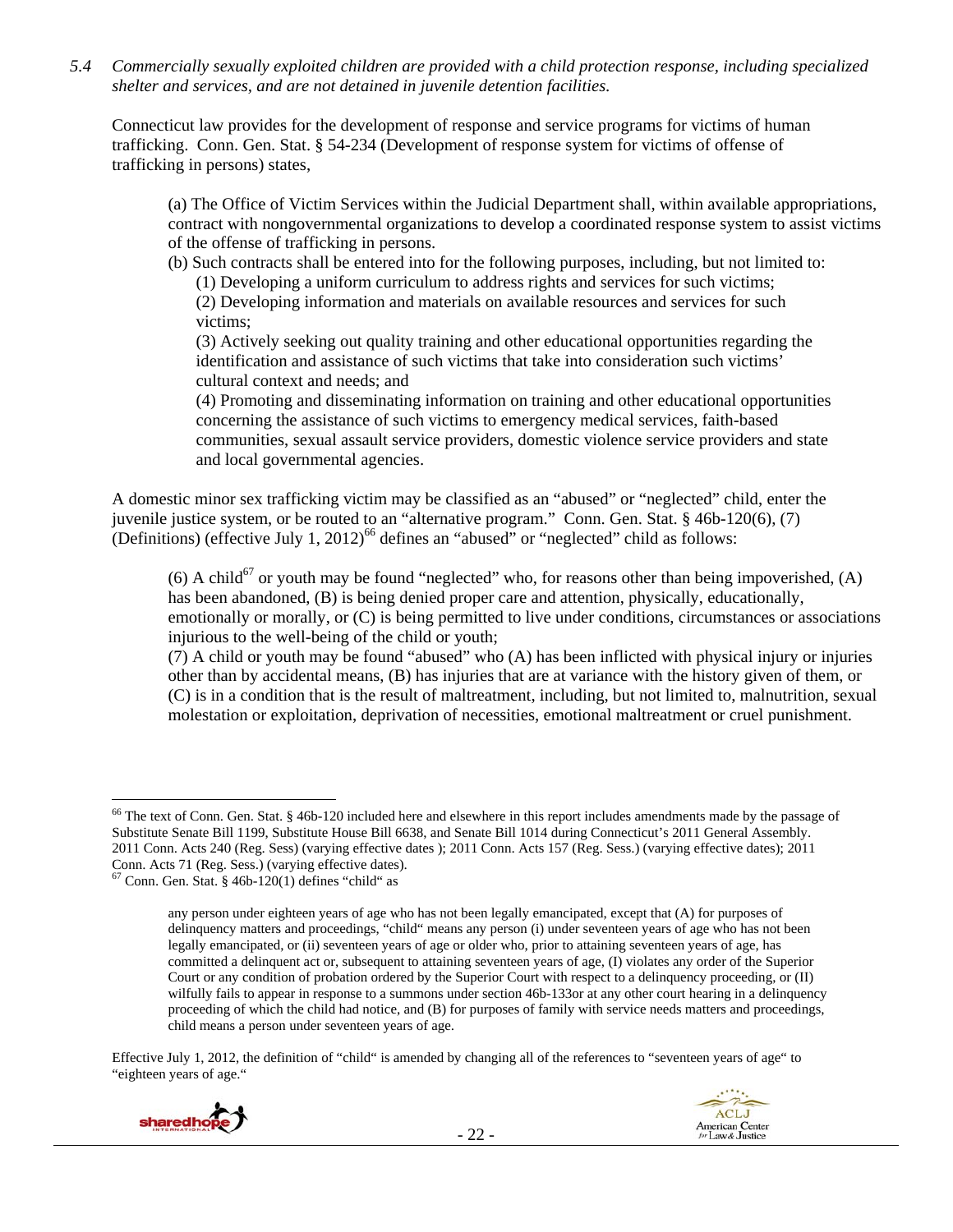*5.4 Commercially sexually exploited children are provided with a child protection response, including specialized shelter and services, and are not detained in juvenile detention facilities.*

Connecticut law provides for the development of response and service programs for victims of human trafficking. Conn. Gen. Stat. § 54-234 (Development of response system for victims of offense of trafficking in persons) states,

> (a) The Office of Victim Services within the Judicial Department shall, within available appropriations, contract with nongovernmental organizations to develop a coordinated response system to assist victims of the offense of trafficking in persons.
>
> (b) Such contracts shall be entered into for the following purposes, including, but not limited to:
>
> (1) Developing a uniform curriculum to address rights and services for such victims;
>
> (2) Developing information and materials on available resources and services for such victims;
>
> (3) Actively seeking out quality training and other educational opportunities regarding the identification and assistance of such victims that take into consideration such victims' cultural context and needs; and
>
> (4) Promoting and disseminating information on training and other educational opportunities concerning the assistance of such victims to emergency medical services, faith-based communities, sexual assault service providers, domestic violence service providers and state and local governmental agencies.

A domestic minor sex trafficking victim may be classified as an "abused" or "neglected" child, enter the juvenile justice system, or be routed to an "alternative program." Conn. Gen. Stat. § 46b-120(6), (7) (Definitions) (effective July 1, 2012)[66] defines an "abused" or "neglected" child as follows:

> (6) A child[67] or youth may be found "neglected" who, for reasons other than being impoverished, (A) has been abandoned, (B) is being denied proper care and attention, physically, educationally, emotionally or morally, or (C) is being permitted to live under conditions, circumstances or associations injurious to the well-being of the child or youth;
>
> (7) A child or youth may be found "abused" who (A) has been inflicted with physical injury or injuries other than by accidental means, (B) has injuries that are at variance with the history given of them, or (C) is in a condition that is the result of maltreatment, including, but not limited to, malnutrition, sexual molestation or exploitation, deprivation of necessities, emotional maltreatment or cruel punishment.

---

[66] The text of Conn. Gen. Stat. § 46b-120 included here and elsewhere in this report includes amendments made by the passage of Substitute Senate Bill 1199, Substitute House Bill 6638, and Senate Bill 1014 during Connecticut's 2011 General Assembly. 2011 Conn. Acts 240 (Reg. Sess) (varying effective dates ); 2011 Conn. Acts 157 (Reg. Sess.) (varying effective dates); 2011 Conn. Acts 71 (Reg. Sess.) (varying effective dates).

[67] Conn. Gen. Stat. § 46b-120(1) defines "child" as

> any person under eighteen years of age who has not been legally emancipated, except that (A) for purposes of delinquency matters and proceedings, "child" means any person (i) under seventeen years of age who has not been legally emancipated, or (ii) seventeen years of age or older who, prior to attaining seventeen years of age, has committed a delinquent act or, subsequent to attaining seventeen years of age, (I) violates any order of the Superior Court or any condition of probation ordered by the Superior Court with respect to a delinquency proceeding, or (II) wilfully fails to appear in response to a summons under section 46b-133or at any other court hearing in a delinquency proceeding of which the child had notice, and (B) for purposes of family with service needs matters and proceedings, child means a person under seventeen years of age.

Effective July 1, 2012, the definition of "child" is amended by changing all of the references to "seventeen years of age" to "eighteen years of age."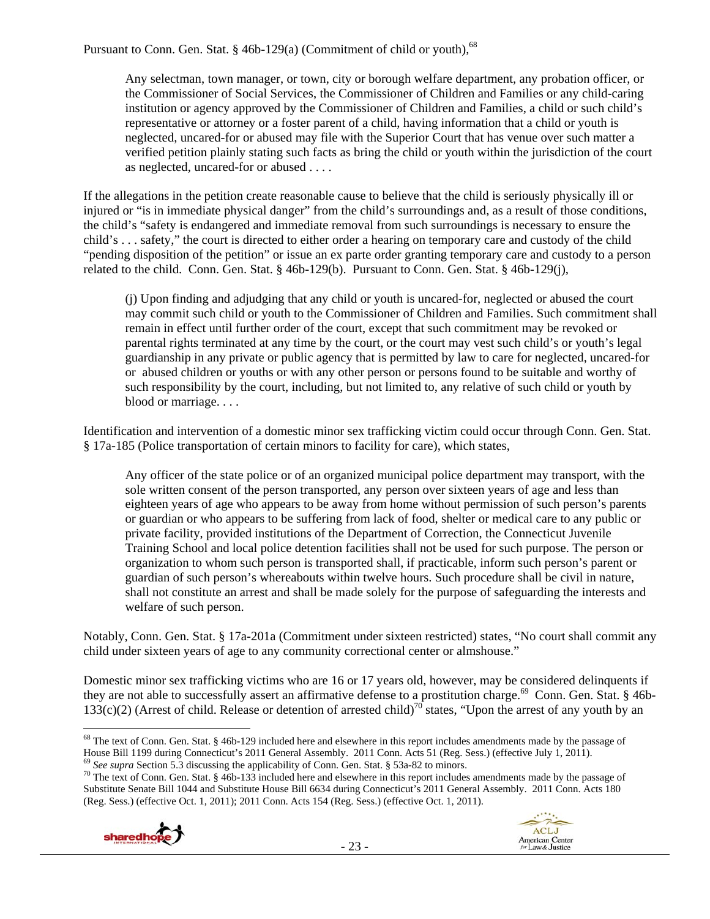Pursuant to Conn. Gen. Stat. § 46b-129(a) (Commitment of child or youth),[68]

> Any selectman, town manager, or town, city or borough welfare department, any probation officer, or the Commissioner of Social Services, the Commissioner of Children and Families or any child-caring institution or agency approved by the Commissioner of Children and Families, a child or such child's representative or attorney or a foster parent of a child, having information that a child or youth is neglected, uncared-for or abused may file with the Superior Court that has venue over such matter a verified petition plainly stating such facts as bring the child or youth within the jurisdiction of the court as neglected, uncared-for or abused . . . .

If the allegations in the petition create reasonable cause to believe that the child is seriously physically ill or injured or "is in immediate physical danger" from the child's surroundings and, as a result of those conditions, the child's "safety is endangered and immediate removal from such surroundings is necessary to ensure the child's . . . safety," the court is directed to either order a hearing on temporary care and custody of the child "pending disposition of the petition" or issue an ex parte order granting temporary care and custody to a person related to the child. Conn. Gen. Stat. § 46b-129(b). Pursuant to Conn. Gen. Stat. § 46b-129(j),

> (j) Upon finding and adjudging that any child or youth is uncared-for, neglected or abused the court may commit such child or youth to the Commissioner of Children and Families. Such commitment shall remain in effect until further order of the court, except that such commitment may be revoked or parental rights terminated at any time by the court, or the court may vest such child's or youth's legal guardianship in any private or public agency that is permitted by law to care for neglected, uncared-for or abused children or youths or with any other person or persons found to be suitable and worthy of such responsibility by the court, including, but not limited to, any relative of such child or youth by blood or marriage. . . .

Identification and intervention of a domestic minor sex trafficking victim could occur through Conn. Gen. Stat. § 17a-185 (Police transportation of certain minors to facility for care), which states,

> Any officer of the state police or of an organized municipal police department may transport, with the sole written consent of the person transported, any person over sixteen years of age and less than eighteen years of age who appears to be away from home without permission of such person's parents or guardian or who appears to be suffering from lack of food, shelter or medical care to any public or private facility, provided institutions of the Department of Correction, the Connecticut Juvenile Training School and local police detention facilities shall not be used for such purpose. The person or organization to whom such person is transported shall, if practicable, inform such person's parent or guardian of such person's whereabouts within twelve hours. Such procedure shall be civil in nature, shall not constitute an arrest and shall be made solely for the purpose of safeguarding the interests and welfare of such person.

Notably, Conn. Gen. Stat. § 17a-201a (Commitment under sixteen restricted) states, "No court shall commit any child under sixteen years of age to any community correctional center or almshouse."

Domestic minor sex trafficking victims who are 16 or 17 years old, however, may be considered delinquents if they are not able to successfully assert an affirmative defense to a prostitution charge.[69] Conn. Gen. Stat. § 46b-133(c)(2) (Arrest of child. Release or detention of arrested child)[70] states, "Upon the arrest of any youth by an

---

[68] The text of Conn. Gen. Stat. § 46b-129 included here and elsewhere in this report includes amendments made by the passage of House Bill 1199 during Connecticut's 2011 General Assembly. 2011 Conn. Acts 51 (Reg. Sess.) (effective July 1, 2011).

[69] *See supra* Section 5.3 discussing the applicability of Conn. Gen. Stat. § 53a-82 to minors.

[70] The text of Conn. Gen. Stat. § 46b-133 included here and elsewhere in this report includes amendments made by the passage of Substitute Senate Bill 1044 and Substitute House Bill 6634 during Connecticut's 2011 General Assembly. 2011 Conn. Acts 180 (Reg. Sess.) (effective Oct. 1, 2011); 2011 Conn. Acts 154 (Reg. Sess.) (effective Oct. 1, 2011).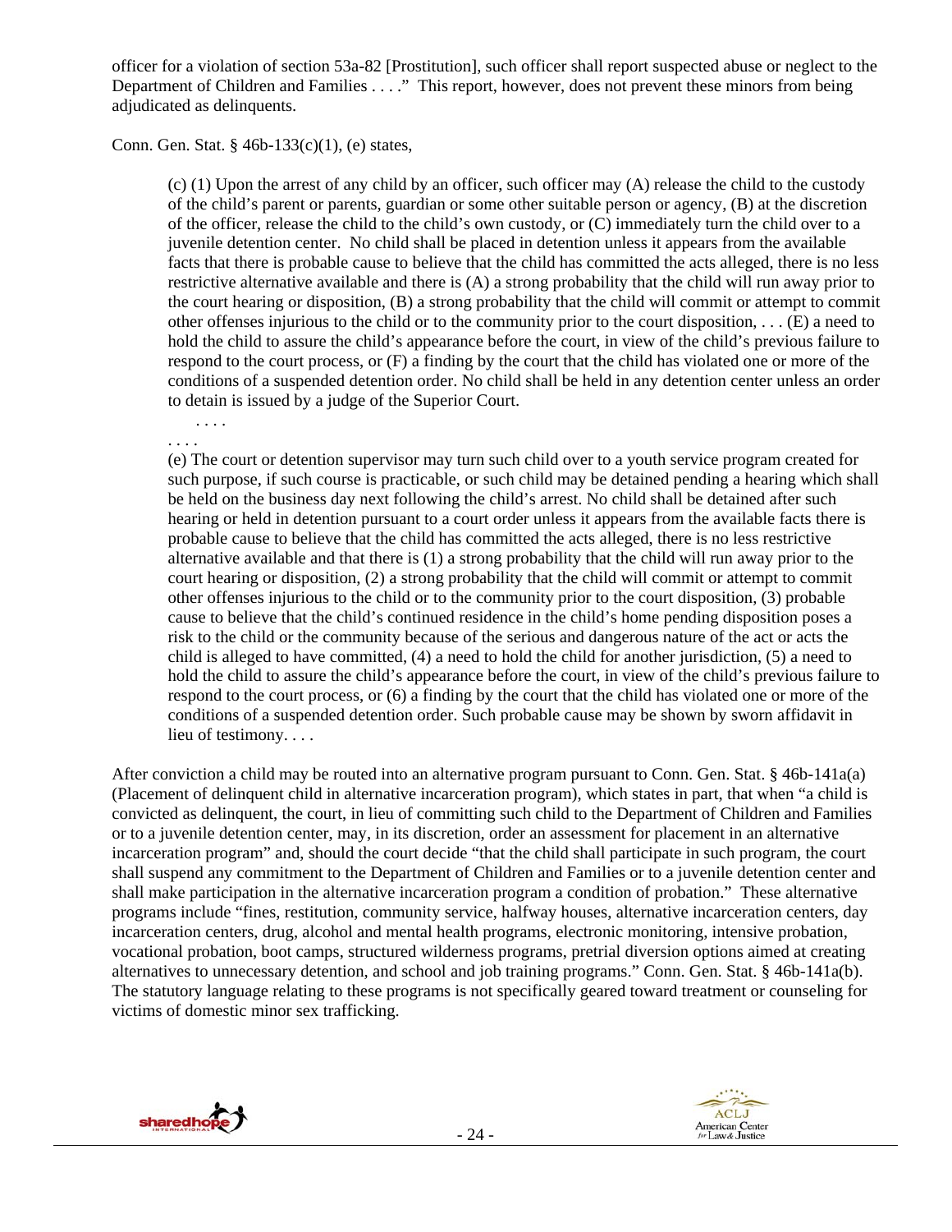officer for a violation of section 53a-82 [Prostitution], such officer shall report suspected abuse or neglect to the Department of Children and Families . . . ." This report, however, does not prevent these minors from being adjudicated as delinquents.

Conn. Gen. Stat. § 46b-133(c)(1), (e) states,

> (c) (1) Upon the arrest of any child by an officer, such officer may (A) release the child to the custody of the child's parent or parents, guardian or some other suitable person or agency, (B) at the discretion of the officer, release the child to the child's own custody, or (C) immediately turn the child over to a juvenile detention center. No child shall be placed in detention unless it appears from the available facts that there is probable cause to believe that the child has committed the acts alleged, there is no less restrictive alternative available and there is (A) a strong probability that the child will run away prior to the court hearing or disposition, (B) a strong probability that the child will commit or attempt to commit other offenses injurious to the child or to the community prior to the court disposition, . . . (E) a need to hold the child to assure the child's appearance before the court, in view of the child's previous failure to respond to the court process, or (F) a finding by the court that the child has violated one or more of the conditions of a suspended detention order. No child shall be held in any detention center unless an order to detain is issued by a judge of the Superior Court.
>
> . . . .
>
> . . . .
>
> (e) The court or detention supervisor may turn such child over to a youth service program created for such purpose, if such course is practicable, or such child may be detained pending a hearing which shall be held on the business day next following the child's arrest. No child shall be detained after such hearing or held in detention pursuant to a court order unless it appears from the available facts there is probable cause to believe that the child has committed the acts alleged, there is no less restrictive alternative available and that there is (1) a strong probability that the child will run away prior to the court hearing or disposition, (2) a strong probability that the child will commit or attempt to commit other offenses injurious to the child or to the community prior to the court disposition, (3) probable cause to believe that the child's continued residence in the child's home pending disposition poses a risk to the child or the community because of the serious and dangerous nature of the act or acts the child is alleged to have committed, (4) a need to hold the child for another jurisdiction, (5) a need to hold the child to assure the child's appearance before the court, in view of the child's previous failure to respond to the court process, or (6) a finding by the court that the child has violated one or more of the conditions of a suspended detention order. Such probable cause may be shown by sworn affidavit in lieu of testimony. . . .

After conviction a child may be routed into an alternative program pursuant to Conn. Gen. Stat. § 46b-141a(a) (Placement of delinquent child in alternative incarceration program), which states in part, that when "a child is convicted as delinquent, the court, in lieu of committing such child to the Department of Children and Families or to a juvenile detention center, may, in its discretion, order an assessment for placement in an alternative incarceration program" and, should the court decide "that the child shall participate in such program, the court shall suspend any commitment to the Department of Children and Families or to a juvenile detention center and shall make participation in the alternative incarceration program a condition of probation." These alternative programs include "fines, restitution, community service, halfway houses, alternative incarceration centers, day incarceration centers, drug, alcohol and mental health programs, electronic monitoring, intensive probation, vocational probation, boot camps, structured wilderness programs, pretrial diversion options aimed at creating alternatives to unnecessary detention, and school and job training programs." Conn. Gen. Stat. § 46b-141a(b). The statutory language relating to these programs is not specifically geared toward treatment or counseling for victims of domestic minor sex trafficking.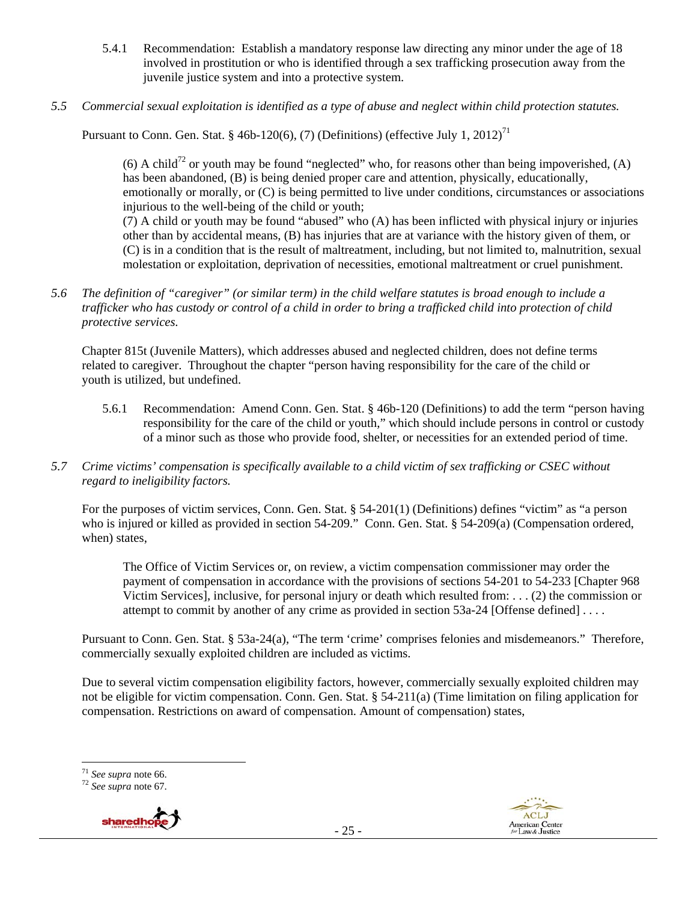5.4.1 Recommendation: Establish a mandatory response law directing any minor under the age of 18 involved in prostitution or who is identified through a sex trafficking prosecution away from the juvenile justice system and into a protective system.

*5.5 Commercial sexual exploitation is identified as a type of abuse and neglect within child protection statutes.*

Pursuant to Conn. Gen. Stat. § 46b-120(6), (7) (Definitions) (effective July 1, 2012)[71]

> (6) A child[72] or youth may be found "neglected" who, for reasons other than being impoverished, (A) has been abandoned, (B) is being denied proper care and attention, physically, educationally, emotionally or morally, or (C) is being permitted to live under conditions, circumstances or associations injurious to the well-being of the child or youth;
>
> (7) A child or youth may be found "abused" who (A) has been inflicted with physical injury or injuries other than by accidental means, (B) has injuries that are at variance with the history given of them, or (C) is in a condition that is the result of maltreatment, including, but not limited to, malnutrition, sexual molestation or exploitation, deprivation of necessities, emotional maltreatment or cruel punishment.

*5.6 The definition of "caregiver" (or similar term) in the child welfare statutes is broad enough to include a trafficker who has custody or control of a child in order to bring a trafficked child into protection of child protective services.*

Chapter 815t (Juvenile Matters), which addresses abused and neglected children, does not define terms related to caregiver. Throughout the chapter "person having responsibility for the care of the child or youth is utilized, but undefined.

5.6.1 Recommendation: Amend Conn. Gen. Stat. § 46b-120 (Definitions) to add the term "person having responsibility for the care of the child or youth," which should include persons in control or custody of a minor such as those who provide food, shelter, or necessities for an extended period of time.

*5.7 Crime victims' compensation is specifically available to a child victim of sex trafficking or CSEC without regard to ineligibility factors.*

For the purposes of victim services, Conn. Gen. Stat. § 54-201(1) (Definitions) defines "victim" as "a person who is injured or killed as provided in section 54-209." Conn. Gen. Stat. § 54-209(a) (Compensation ordered, when) states,

> The Office of Victim Services or, on review, a victim compensation commissioner may order the payment of compensation in accordance with the provisions of sections 54-201 to 54-233 [Chapter 968 Victim Services], inclusive, for personal injury or death which resulted from: . . . (2) the commission or attempt to commit by another of any crime as provided in section 53a-24 [Offense defined] . . . .

Pursuant to Conn. Gen. Stat. § 53a-24(a), "The term 'crime' comprises felonies and misdemeanors." Therefore, commercially sexually exploited children are included as victims.

Due to several victim compensation eligibility factors, however, commercially sexually exploited children may not be eligible for victim compensation. Conn. Gen. Stat. § 54-211(a) (Time limitation on filing application for compensation. Restrictions on award of compensation. Amount of compensation) states,

---

[71] *See supra* note 66.

[72] *See supra* note 67.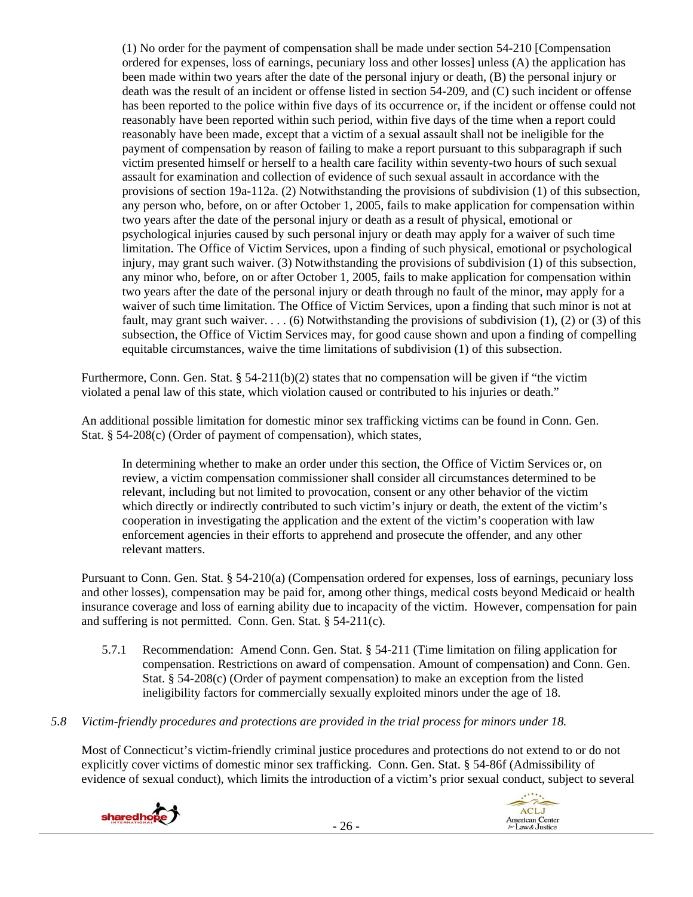> (1) No order for the payment of compensation shall be made under section 54-210 [Compensation ordered for expenses, loss of earnings, pecuniary loss and other losses] unless (A) the application has been made within two years after the date of the personal injury or death, (B) the personal injury or death was the result of an incident or offense listed in section 54-209, and (C) such incident or offense has been reported to the police within five days of its occurrence or, if the incident or offense could not reasonably have been reported within such period, within five days of the time when a report could reasonably have been made, except that a victim of a sexual assault shall not be ineligible for the payment of compensation by reason of failing to make a report pursuant to this subparagraph if such victim presented himself or herself to a health care facility within seventy-two hours of such sexual assault for examination and collection of evidence of such sexual assault in accordance with the provisions of section 19a-112a. (2) Notwithstanding the provisions of subdivision (1) of this subsection, any person who, before, on or after October 1, 2005, fails to make application for compensation within two years after the date of the personal injury or death as a result of physical, emotional or psychological injuries caused by such personal injury or death may apply for a waiver of such time limitation. The Office of Victim Services, upon a finding of such physical, emotional or psychological injury, may grant such waiver. (3) Notwithstanding the provisions of subdivision (1) of this subsection, any minor who, before, on or after October 1, 2005, fails to make application for compensation within two years after the date of the personal injury or death through no fault of the minor, may apply for a waiver of such time limitation. The Office of Victim Services, upon a finding that such minor is not at fault, may grant such waiver. . . . (6) Notwithstanding the provisions of subdivision (1), (2) or (3) of this subsection, the Office of Victim Services may, for good cause shown and upon a finding of compelling equitable circumstances, waive the time limitations of subdivision (1) of this subsection.

Furthermore, Conn. Gen. Stat. § 54-211(b)(2) states that no compensation will be given if "the victim violated a penal law of this state, which violation caused or contributed to his injuries or death."

An additional possible limitation for domestic minor sex trafficking victims can be found in Conn. Gen. Stat. § 54-208(c) (Order of payment of compensation), which states,

> In determining whether to make an order under this section, the Office of Victim Services or, on review, a victim compensation commissioner shall consider all circumstances determined to be relevant, including but not limited to provocation, consent or any other behavior of the victim which directly or indirectly contributed to such victim's injury or death, the extent of the victim's cooperation in investigating the application and the extent of the victim's cooperation with law enforcement agencies in their efforts to apprehend and prosecute the offender, and any other relevant matters.

Pursuant to Conn. Gen. Stat. § 54-210(a) (Compensation ordered for expenses, loss of earnings, pecuniary loss and other losses), compensation may be paid for, among other things, medical costs beyond Medicaid or health insurance coverage and loss of earning ability due to incapacity of the victim. However, compensation for pain and suffering is not permitted. Conn. Gen. Stat. § 54-211(c).

5.7.1 Recommendation: Amend Conn. Gen. Stat. § 54-211 (Time limitation on filing application for compensation. Restrictions on award of compensation. Amount of compensation) and Conn. Gen. Stat. § 54-208(c) (Order of payment compensation) to make an exception from the listed ineligibility factors for commercially sexually exploited minors under the age of 18.

*5.8 Victim-friendly procedures and protections are provided in the trial process for minors under 18.*

Most of Connecticut's victim-friendly criminal justice procedures and protections do not extend to or do not explicitly cover victims of domestic minor sex trafficking. Conn. Gen. Stat. § 54-86f (Admissibility of evidence of sexual conduct), which limits the introduction of a victim's prior sexual conduct, subject to several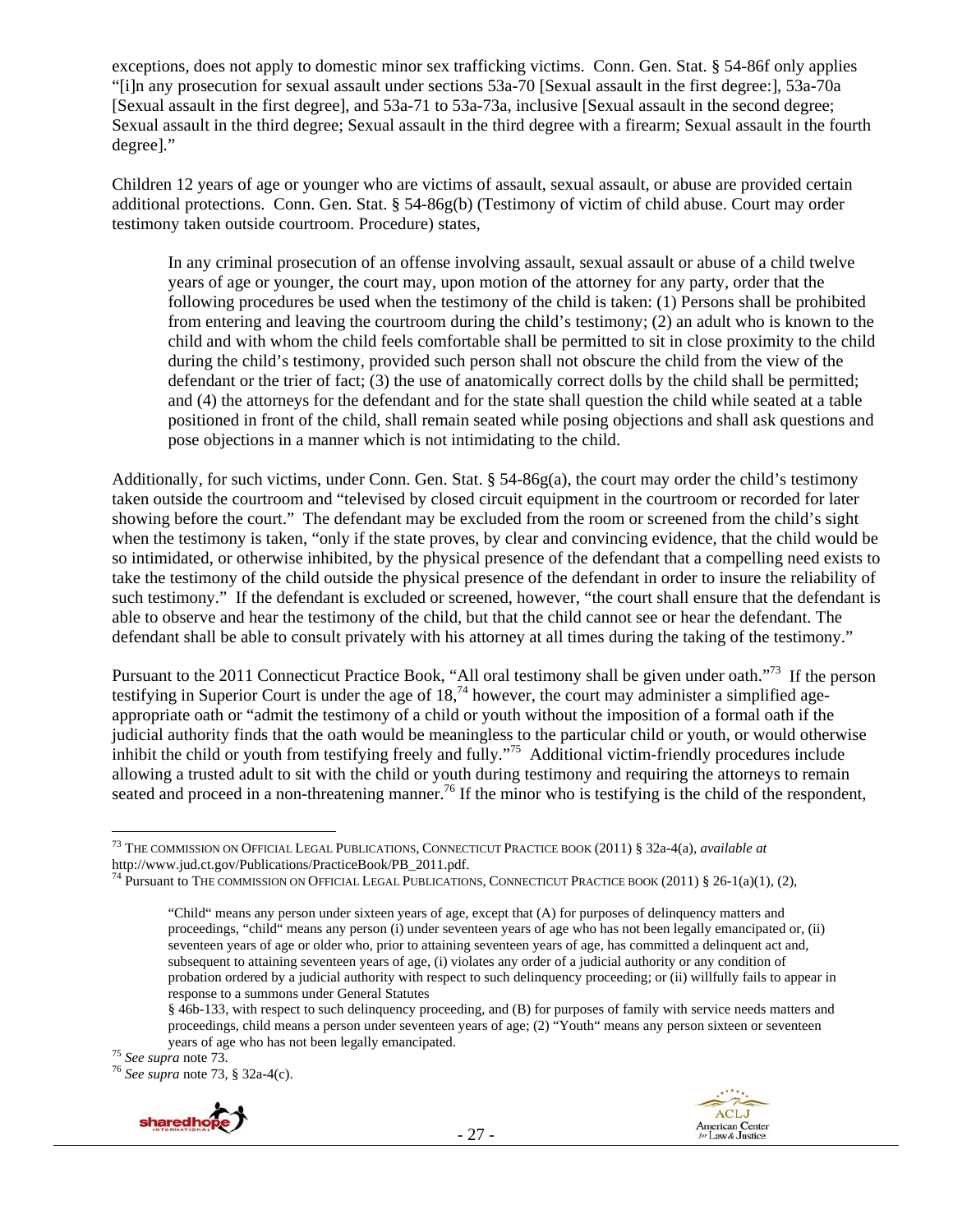exceptions, does not apply to domestic minor sex trafficking victims. Conn. Gen. Stat. § 54-86f only applies "[i]n any prosecution for sexual assault under sections 53a-70 [Sexual assault in the first degree:], 53a-70a [Sexual assault in the first degree], and 53a-71 to 53a-73a, inclusive [Sexual assault in the second degree; Sexual assault in the third degree; Sexual assault in the third degree with a firearm; Sexual assault in the fourth degree]."

Children 12 years of age or younger who are victims of assault, sexual assault, or abuse are provided certain additional protections. Conn. Gen. Stat. § 54-86g(b) (Testimony of victim of child abuse. Court may order testimony taken outside courtroom. Procedure) states,

> In any criminal prosecution of an offense involving assault, sexual assault or abuse of a child twelve years of age or younger, the court may, upon motion of the attorney for any party, order that the following procedures be used when the testimony of the child is taken: (1) Persons shall be prohibited from entering and leaving the courtroom during the child's testimony; (2) an adult who is known to the child and with whom the child feels comfortable shall be permitted to sit in close proximity to the child during the child's testimony, provided such person shall not obscure the child from the view of the defendant or the trier of fact; (3) the use of anatomically correct dolls by the child shall be permitted; and (4) the attorneys for the defendant and for the state shall question the child while seated at a table positioned in front of the child, shall remain seated while posing objections and shall ask questions and pose objections in a manner which is not intimidating to the child.

Additionally, for such victims, under Conn. Gen. Stat. § 54-86g(a), the court may order the child's testimony taken outside the courtroom and "televised by closed circuit equipment in the courtroom or recorded for later showing before the court." The defendant may be excluded from the room or screened from the child's sight when the testimony is taken, "only if the state proves, by clear and convincing evidence, that the child would be so intimidated, or otherwise inhibited, by the physical presence of the defendant that a compelling need exists to take the testimony of the child outside the physical presence of the defendant in order to insure the reliability of such testimony." If the defendant is excluded or screened, however, "the court shall ensure that the defendant is able to observe and hear the testimony of the child, but that the child cannot see or hear the defendant. The defendant shall be able to consult privately with his attorney at all times during the taking of the testimony."

Pursuant to the 2011 Connecticut Practice Book, "All oral testimony shall be given under oath."[73] If the person testifying in Superior Court is under the age of 18,[74] however, the court may administer a simplified age-appropriate oath or "admit the testimony of a child or youth without the imposition of a formal oath if the judicial authority finds that the oath would be meaningless to the particular child or youth, or would otherwise inhibit the child or youth from testifying freely and fully."[75] Additional victim-friendly procedures include allowing a trusted adult to sit with the child or youth during testimony and requiring the attorneys to remain seated and proceed in a non-threatening manner.[76] If the minor who is testifying is the child of the respondent,

---

[73] THE COMMISSION ON OFFICIAL LEGAL PUBLICATIONS, CONNECTICUT PRACTICE BOOK (2011) § 32a-4(a), *available at* http://www.jud.ct.gov/Publications/PracticeBook/PB_2011.pdf.

[74] Pursuant to THE COMMISSION ON OFFICIAL LEGAL PUBLICATIONS, CONNECTICUT PRACTICE BOOK (2011) § 26-1(a)(1), (2),

> "Child" means any person under sixteen years of age, except that (A) for purposes of delinquency matters and proceedings, "child" means any person (i) under seventeen years of age who has not been legally emancipated or, (ii) seventeen years of age or older who, prior to attaining seventeen years of age, has committed a delinquent act and, subsequent to attaining seventeen years of age, (i) violates any order of a judicial authority or any condition of probation ordered by a judicial authority with respect to such delinquency proceeding; or (ii) willfully fails to appear in response to a summons under General Statutes
> § 46b-133, with respect to such delinquency proceeding, and (B) for purposes of family with service needs matters and proceedings, child means a person under seventeen years of age; (2) "Youth" means any person sixteen or seventeen years of age who has not been legally emancipated.

[75] *See supra* note 73.

[76] *See supra* note 73, § 32a-4(c).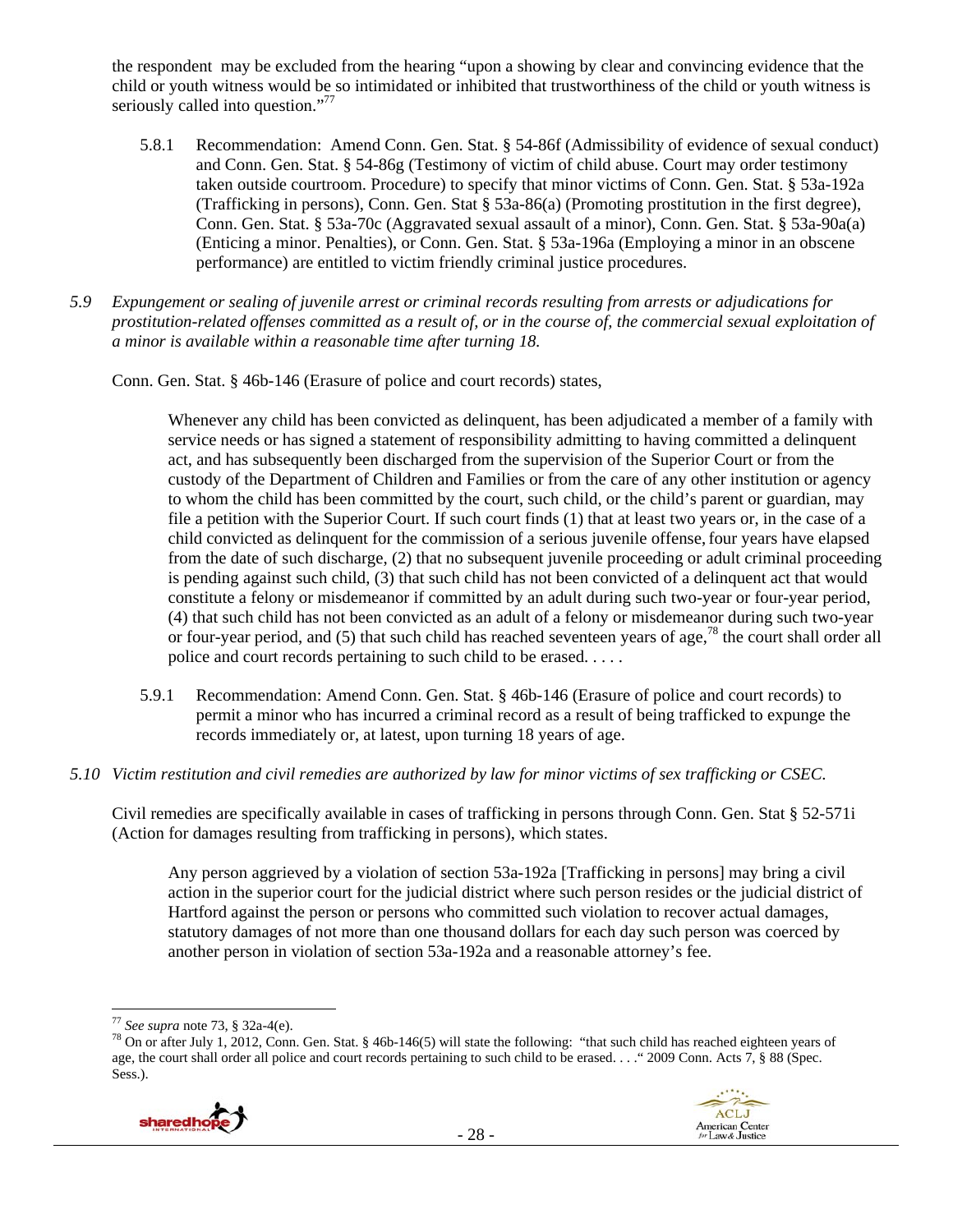the respondent may be excluded from the hearing "upon a showing by clear and convincing evidence that the child or youth witness would be so intimidated or inhibited that trustworthiness of the child or youth witness is seriously called into question."[77]

5.8.1 Recommendation: Amend Conn. Gen. Stat. § 54-86f (Admissibility of evidence of sexual conduct) and Conn. Gen. Stat. § 54-86g (Testimony of victim of child abuse. Court may order testimony taken outside courtroom. Procedure) to specify that minor victims of Conn. Gen. Stat. § 53a-192a (Trafficking in persons), Conn. Gen. Stat § 53a-86(a) (Promoting prostitution in the first degree), Conn. Gen. Stat. § 53a-70c (Aggravated sexual assault of a minor), Conn. Gen. Stat. § 53a-90a(a) (Enticing a minor. Penalties), or Conn. Gen. Stat. § 53a-196a (Employing a minor in an obscene performance) are entitled to victim friendly criminal justice procedures.

*5.9 Expungement or sealing of juvenile arrest or criminal records resulting from arrests or adjudications for prostitution-related offenses committed as a result of, or in the course of, the commercial sexual exploitation of a minor is available within a reasonable time after turning 18.*

Conn. Gen. Stat. § 46b-146 (Erasure of police and court records) states,

> Whenever any child has been convicted as delinquent, has been adjudicated a member of a family with service needs or has signed a statement of responsibility admitting to having committed a delinquent act, and has subsequently been discharged from the supervision of the Superior Court or from the custody of the Department of Children and Families or from the care of any other institution or agency to whom the child has been committed by the court, such child, or the child's parent or guardian, may file a petition with the Superior Court. If such court finds (1) that at least two years or, in the case of a child convicted as delinquent for the commission of a serious juvenile offense, four years have elapsed from the date of such discharge, (2) that no subsequent juvenile proceeding or adult criminal proceeding is pending against such child, (3) that such child has not been convicted of a delinquent act that would constitute a felony or misdemeanor if committed by an adult during such two-year or four-year period, (4) that such child has not been convicted as an adult of a felony or misdemeanor during such two-year or four-year period, and (5) that such child has reached seventeen years of age,[78] the court shall order all police and court records pertaining to such child to be erased. . . . .

5.9.1 Recommendation: Amend Conn. Gen. Stat. § 46b-146 (Erasure of police and court records) to permit a minor who has incurred a criminal record as a result of being trafficked to expunge the records immediately or, at latest, upon turning 18 years of age.

*5.10 Victim restitution and civil remedies are authorized by law for minor victims of sex trafficking or CSEC.*

Civil remedies are specifically available in cases of trafficking in persons through Conn. Gen. Stat § 52-571i (Action for damages resulting from trafficking in persons), which states.

> Any person aggrieved by a violation of section 53a-192a [Trafficking in persons] may bring a civil action in the superior court for the judicial district where such person resides or the judicial district of Hartford against the person or persons who committed such violation to recover actual damages, statutory damages of not more than one thousand dollars for each day such person was coerced by another person in violation of section 53a-192a and a reasonable attorney's fee.

---

[77] *See supra* note 73, § 32a-4(e).

[78] On or after July 1, 2012, Conn. Gen. Stat. § 46b-146(5) will state the following: "that such child has reached eighteen years of age, the court shall order all police and court records pertaining to such child to be erased. . . ." 2009 Conn. Acts 7, § 88 (Spec. Sess.).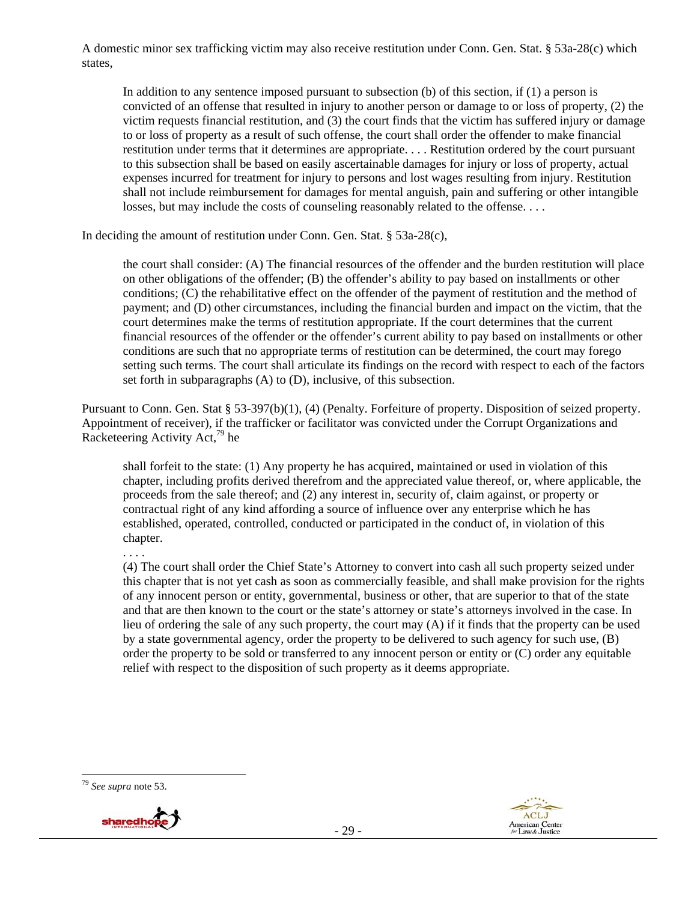A domestic minor sex trafficking victim may also receive restitution under Conn. Gen. Stat. § 53a-28(c) which states,

> In addition to any sentence imposed pursuant to subsection (b) of this section, if (1) a person is convicted of an offense that resulted in injury to another person or damage to or loss of property, (2) the victim requests financial restitution, and (3) the court finds that the victim has suffered injury or damage to or loss of property as a result of such offense, the court shall order the offender to make financial restitution under terms that it determines are appropriate. . . . Restitution ordered by the court pursuant to this subsection shall be based on easily ascertainable damages for injury or loss of property, actual expenses incurred for treatment for injury to persons and lost wages resulting from injury. Restitution shall not include reimbursement for damages for mental anguish, pain and suffering or other intangible losses, but may include the costs of counseling reasonably related to the offense. . . .

In deciding the amount of restitution under Conn. Gen. Stat. § 53a-28(c),

> the court shall consider: (A) The financial resources of the offender and the burden restitution will place on other obligations of the offender; (B) the offender's ability to pay based on installments or other conditions; (C) the rehabilitative effect on the offender of the payment of restitution and the method of payment; and (D) other circumstances, including the financial burden and impact on the victim, that the court determines make the terms of restitution appropriate. If the court determines that the current financial resources of the offender or the offender's current ability to pay based on installments or other conditions are such that no appropriate terms of restitution can be determined, the court may forego setting such terms. The court shall articulate its findings on the record with respect to each of the factors set forth in subparagraphs (A) to (D), inclusive, of this subsection.

Pursuant to Conn. Gen. Stat § 53-397(b)(1), (4) (Penalty. Forfeiture of property. Disposition of seized property. Appointment of receiver), if the trafficker or facilitator was convicted under the Corrupt Organizations and Racketeering Activity Act,[79] he

> shall forfeit to the state: (1) Any property he has acquired, maintained or used in violation of this chapter, including profits derived therefrom and the appreciated value thereof, or, where applicable, the proceeds from the sale thereof; and (2) any interest in, security of, claim against, or property or contractual right of any kind affording a source of influence over any enterprise which he has established, operated, controlled, conducted or participated in the conduct of, in violation of this chapter.
>
> . . . .
>
> (4) The court shall order the Chief State's Attorney to convert into cash all such property seized under this chapter that is not yet cash as soon as commercially feasible, and shall make provision for the rights of any innocent person or entity, governmental, business or other, that are superior to that of the state and that are then known to the court or the state's attorney or state's attorneys involved in the case. In lieu of ordering the sale of any such property, the court may (A) if it finds that the property can be used by a state governmental agency, order the property to be delivered to such agency for such use, (B) order the property to be sold or transferred to any innocent person or entity or (C) order any equitable relief with respect to the disposition of such property as it deems appropriate.

---

[79] *See supra* note 53.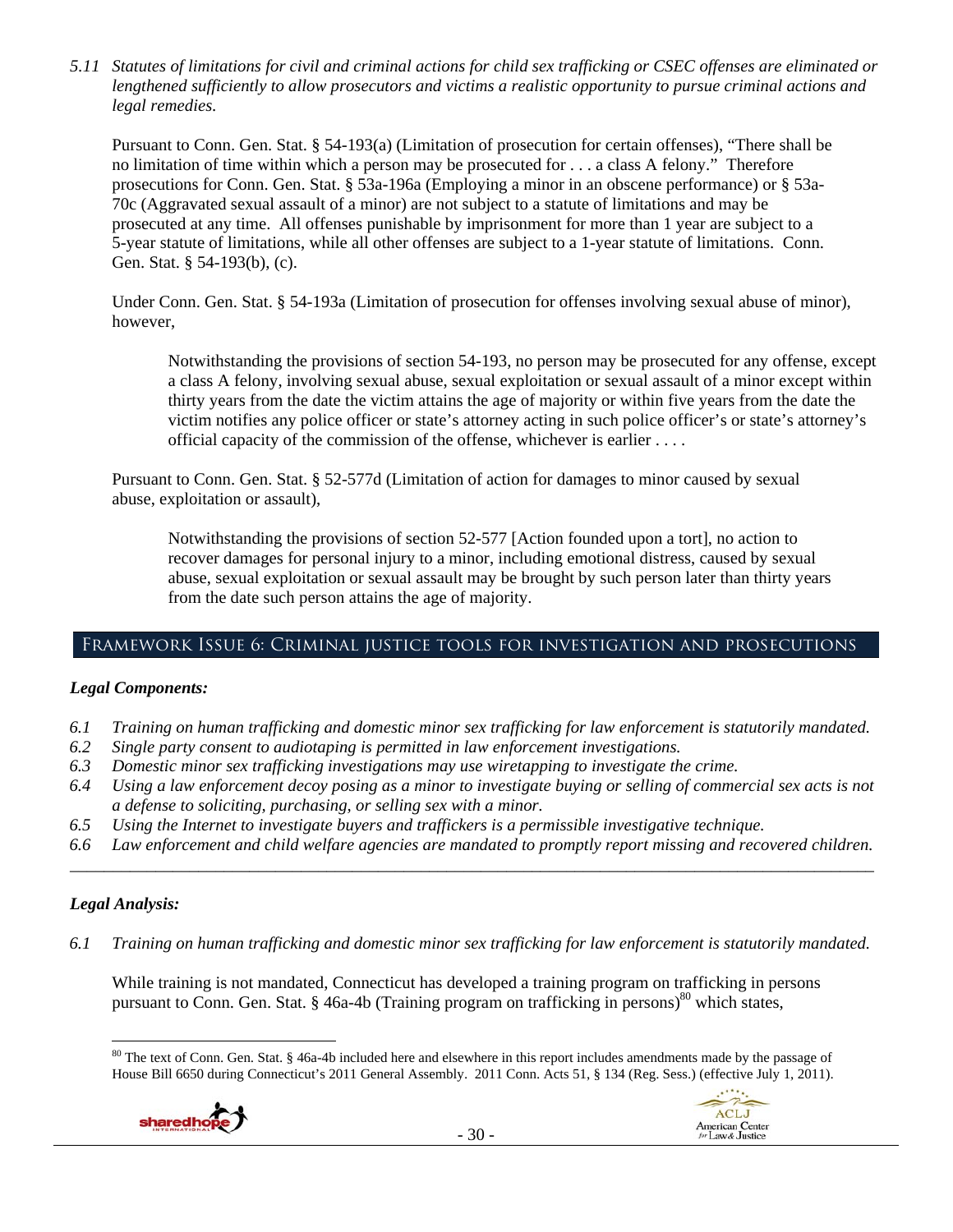*5.11 Statutes of limitations for civil and criminal actions for child sex trafficking or CSEC offenses are eliminated or lengthened sufficiently to allow prosecutors and victims a realistic opportunity to pursue criminal actions and legal remedies.*

Pursuant to Conn. Gen. Stat. § 54-193(a) (Limitation of prosecution for certain offenses), "There shall be no limitation of time within which a person may be prosecuted for . . . a class A felony." Therefore prosecutions for Conn. Gen. Stat. § 53a-196a (Employing a minor in an obscene performance) or § 53a-70c (Aggravated sexual assault of a minor) are not subject to a statute of limitations and may be prosecuted at any time. All offenses punishable by imprisonment for more than 1 year are subject to a 5-year statute of limitations, while all other offenses are subject to a 1-year statute of limitations. Conn. Gen. Stat. § 54-193(b), (c).

Under Conn. Gen. Stat. § 54-193a (Limitation of prosecution for offenses involving sexual abuse of minor), however,

> Notwithstanding the provisions of section 54-193, no person may be prosecuted for any offense, except a class A felony, involving sexual abuse, sexual exploitation or sexual assault of a minor except within thirty years from the date the victim attains the age of majority or within five years from the date the victim notifies any police officer or state's attorney acting in such police officer's or state's attorney's official capacity of the commission of the offense, whichever is earlier . . . .

Pursuant to Conn. Gen. Stat. § 52-577d (Limitation of action for damages to minor caused by sexual abuse, exploitation or assault),

> Notwithstanding the provisions of section 52-577 [Action founded upon a tort], no action to recover damages for personal injury to a minor, including emotional distress, caused by sexual abuse, sexual exploitation or sexual assault may be brought by such person later than thirty years from the date such person attains the age of majority.

## Framework Issue 6: Criminal justice tools for investigation and prosecutions

### *Legal Components:*

*6.1 Training on human trafficking and domestic minor sex trafficking for law enforcement is statutorily mandated.*
*6.2 Single party consent to audiotaping is permitted in law enforcement investigations.*
*6.3 Domestic minor sex trafficking investigations may use wiretapping to investigate the crime.*
*6.4 Using a law enforcement decoy posing as a minor to investigate buying or selling of commercial sex acts is not a defense to soliciting, purchasing, or selling sex with a minor.*
*6.5 Using the Internet to investigate buyers and traffickers is a permissible investigative technique.*
*6.6 Law enforcement and child welfare agencies are mandated to promptly report missing and recovered children.*

---

### *Legal Analysis:*

*6.1 Training on human trafficking and domestic minor sex trafficking for law enforcement is statutorily mandated.*

While training is not mandated, Connecticut has developed a training program on trafficking in persons pursuant to Conn. Gen. Stat. § 46a-4b (Training program on trafficking in persons)[80] which states,

---

[80] The text of Conn. Gen. Stat. § 46a-4b included here and elsewhere in this report includes amendments made by the passage of House Bill 6650 during Connecticut's 2011 General Assembly. 2011 Conn. Acts 51, § 134 (Reg. Sess.) (effective July 1, 2011).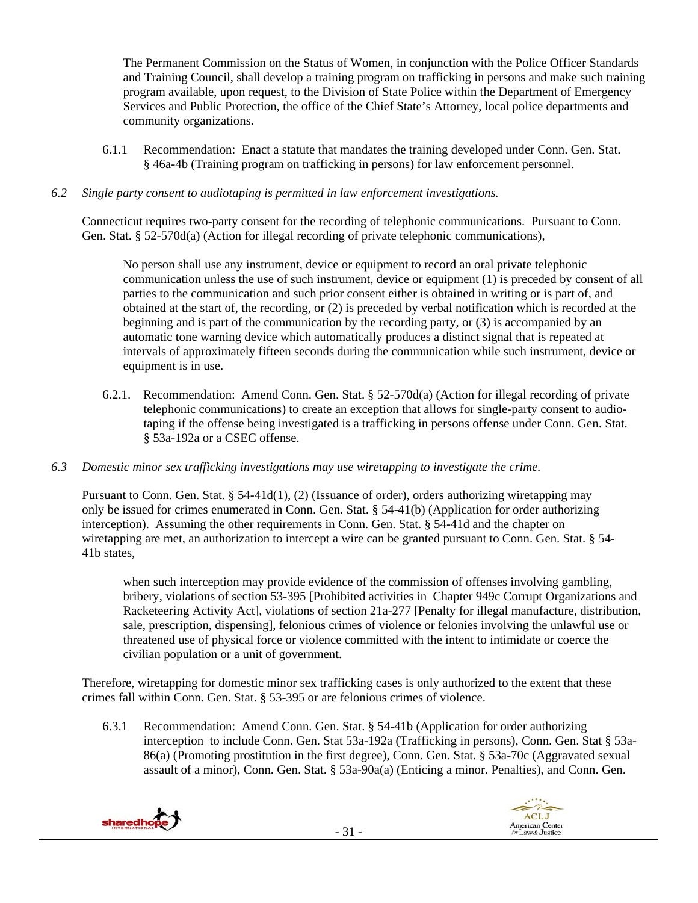The Permanent Commission on the Status of Women, in conjunction with the Police Officer Standards and Training Council, shall develop a training program on trafficking in persons and make such training program available, upon request, to the Division of State Police within the Department of Emergency Services and Public Protection, the office of the Chief State's Attorney, local police departments and community organizations.

6.1.1 Recommendation: Enact a statute that mandates the training developed under Conn. Gen. Stat. § 46a-4b (Training program on trafficking in persons) for law enforcement personnel.

*6.2 Single party consent to audiotaping is permitted in law enforcement investigations.*

Connecticut requires two-party consent for the recording of telephonic communications. Pursuant to Conn. Gen. Stat. § 52-570d(a) (Action for illegal recording of private telephonic communications),

> No person shall use any instrument, device or equipment to record an oral private telephonic communication unless the use of such instrument, device or equipment (1) is preceded by consent of all parties to the communication and such prior consent either is obtained in writing or is part of, and obtained at the start of, the recording, or (2) is preceded by verbal notification which is recorded at the beginning and is part of the communication by the recording party, or (3) is accompanied by an automatic tone warning device which automatically produces a distinct signal that is repeated at intervals of approximately fifteen seconds during the communication while such instrument, device or equipment is in use.

6.2.1. Recommendation: Amend Conn. Gen. Stat. § 52-570d(a) (Action for illegal recording of private telephonic communications) to create an exception that allows for single-party consent to audio-taping if the offense being investigated is a trafficking in persons offense under Conn. Gen. Stat. § 53a-192a or a CSEC offense.

*6.3 Domestic minor sex trafficking investigations may use wiretapping to investigate the crime.*

Pursuant to Conn. Gen. Stat. § 54-41d(1), (2) (Issuance of order), orders authorizing wiretapping may only be issued for crimes enumerated in Conn. Gen. Stat. § 54-41(b) (Application for order authorizing interception). Assuming the other requirements in Conn. Gen. Stat. § 54-41d and the chapter on wiretapping are met, an authorization to intercept a wire can be granted pursuant to Conn. Gen. Stat. § 54-41b states,

> when such interception may provide evidence of the commission of offenses involving gambling, bribery, violations of section 53-395 [Prohibited activities in Chapter 949c Corrupt Organizations and Racketeering Activity Act], violations of section 21a-277 [Penalty for illegal manufacture, distribution, sale, prescription, dispensing], felonious crimes of violence or felonies involving the unlawful use or threatened use of physical force or violence committed with the intent to intimidate or coerce the civilian population or a unit of government.

Therefore, wiretapping for domestic minor sex trafficking cases is only authorized to the extent that these crimes fall within Conn. Gen. Stat. § 53-395 or are felonious crimes of violence.

6.3.1 Recommendation: Amend Conn. Gen. Stat. § 54-41b (Application for order authorizing interception to include Conn. Gen. Stat 53a-192a (Trafficking in persons), Conn. Gen. Stat § 53a-86(a) (Promoting prostitution in the first degree), Conn. Gen. Stat. § 53a-70c (Aggravated sexual assault of a minor), Conn. Gen. Stat. § 53a-90a(a) (Enticing a minor. Penalties), and Conn. Gen.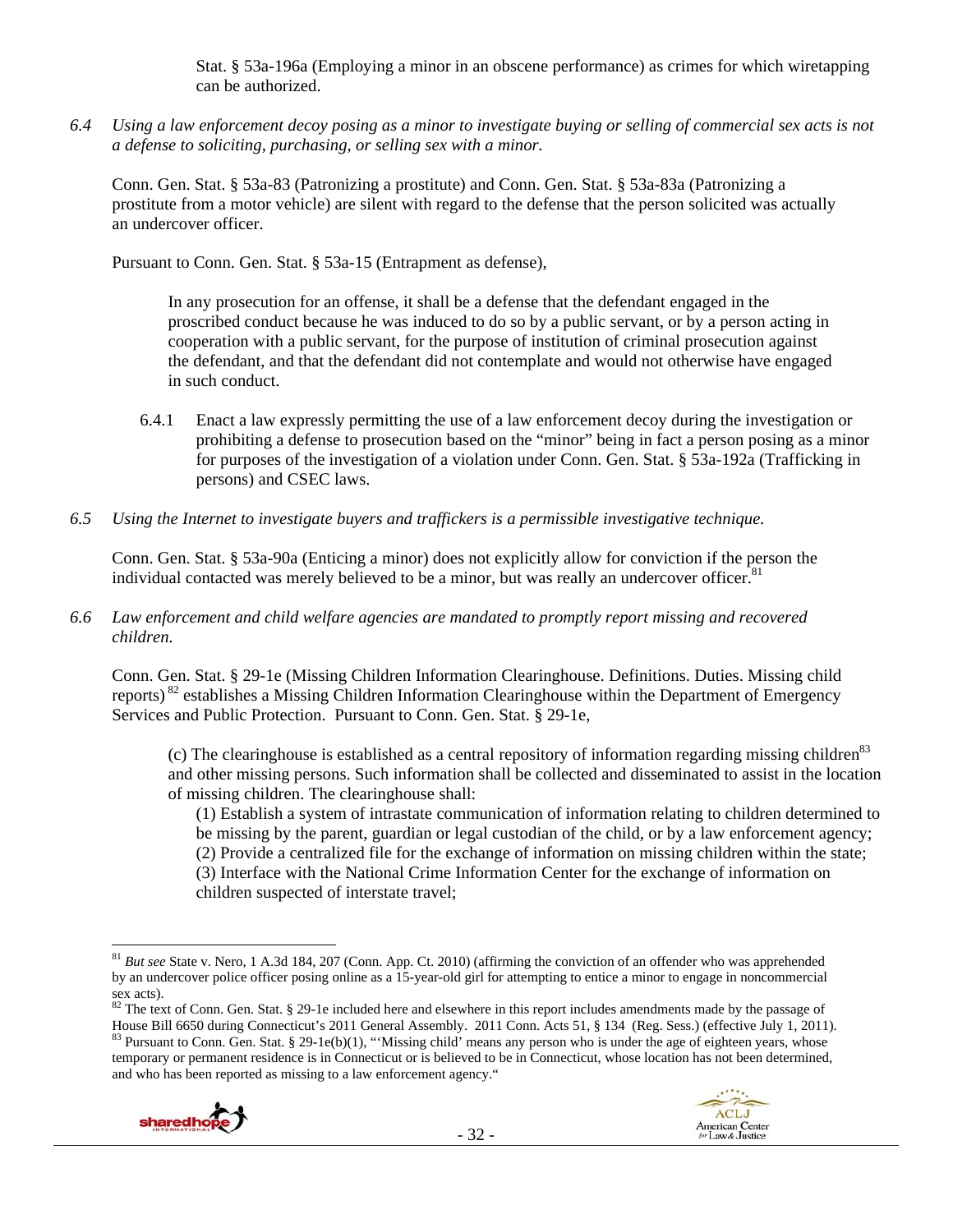Stat. § 53a-196a (Employing a minor in an obscene performance) as crimes for which wiretapping can be authorized.

*6.4 Using a law enforcement decoy posing as a minor to investigate buying or selling of commercial sex acts is not a defense to soliciting, purchasing, or selling sex with a minor.*

Conn. Gen. Stat. § 53a-83 (Patronizing a prostitute) and Conn. Gen. Stat. § 53a-83a (Patronizing a prostitute from a motor vehicle) are silent with regard to the defense that the person solicited was actually an undercover officer.

Pursuant to Conn. Gen. Stat. § 53a-15 (Entrapment as defense),

> In any prosecution for an offense, it shall be a defense that the defendant engaged in the proscribed conduct because he was induced to do so by a public servant, or by a person acting in cooperation with a public servant, for the purpose of institution of criminal prosecution against the defendant, and that the defendant did not contemplate and would not otherwise have engaged in such conduct.

6.4.1 Enact a law expressly permitting the use of a law enforcement decoy during the investigation or prohibiting a defense to prosecution based on the "minor" being in fact a person posing as a minor for purposes of the investigation of a violation under Conn. Gen. Stat. § 53a-192a (Trafficking in persons) and CSEC laws.

*6.5 Using the Internet to investigate buyers and traffickers is a permissible investigative technique.*

Conn. Gen. Stat. § 53a-90a (Enticing a minor) does not explicitly allow for conviction if the person the individual contacted was merely believed to be a minor, but was really an undercover officer.[81]

*6.6 Law enforcement and child welfare agencies are mandated to promptly report missing and recovered children.*

Conn. Gen. Stat. § 29-1e (Missing Children Information Clearinghouse. Definitions. Duties. Missing child reports)[82] establishes a Missing Children Information Clearinghouse within the Department of Emergency Services and Public Protection. Pursuant to Conn. Gen. Stat. § 29-1e,

> (c) The clearinghouse is established as a central repository of information regarding missing children[83] and other missing persons. Such information shall be collected and disseminated to assist in the location of missing children. The clearinghouse shall:
>
> (1) Establish a system of intrastate communication of information relating to children determined to be missing by the parent, guardian or legal custodian of the child, or by a law enforcement agency;
> (2) Provide a centralized file for the exchange of information on missing children within the state;
> (3) Interface with the National Crime Information Center for the exchange of information on children suspected of interstate travel;

---

[81] *But see* State v. Nero, 1 A.3d 184, 207 (Conn. App. Ct. 2010) (affirming the conviction of an offender who was apprehended by an undercover police officer posing online as a 15-year-old girl for attempting to entice a minor to engage in noncommercial sex acts).

[82] The text of Conn. Gen. Stat. § 29-1e included here and elsewhere in this report includes amendments made by the passage of House Bill 6650 during Connecticut's 2011 General Assembly. 2011 Conn. Acts 51, § 134 (Reg. Sess.) (effective July 1, 2011).

[83] Pursuant to Conn. Gen. Stat. § 29-1e(b)(1), "'Missing child' means any person who is under the age of eighteen years, whose temporary or permanent residence is in Connecticut or is believed to be in Connecticut, whose location has not been determined, and who has been reported as missing to a law enforcement agency."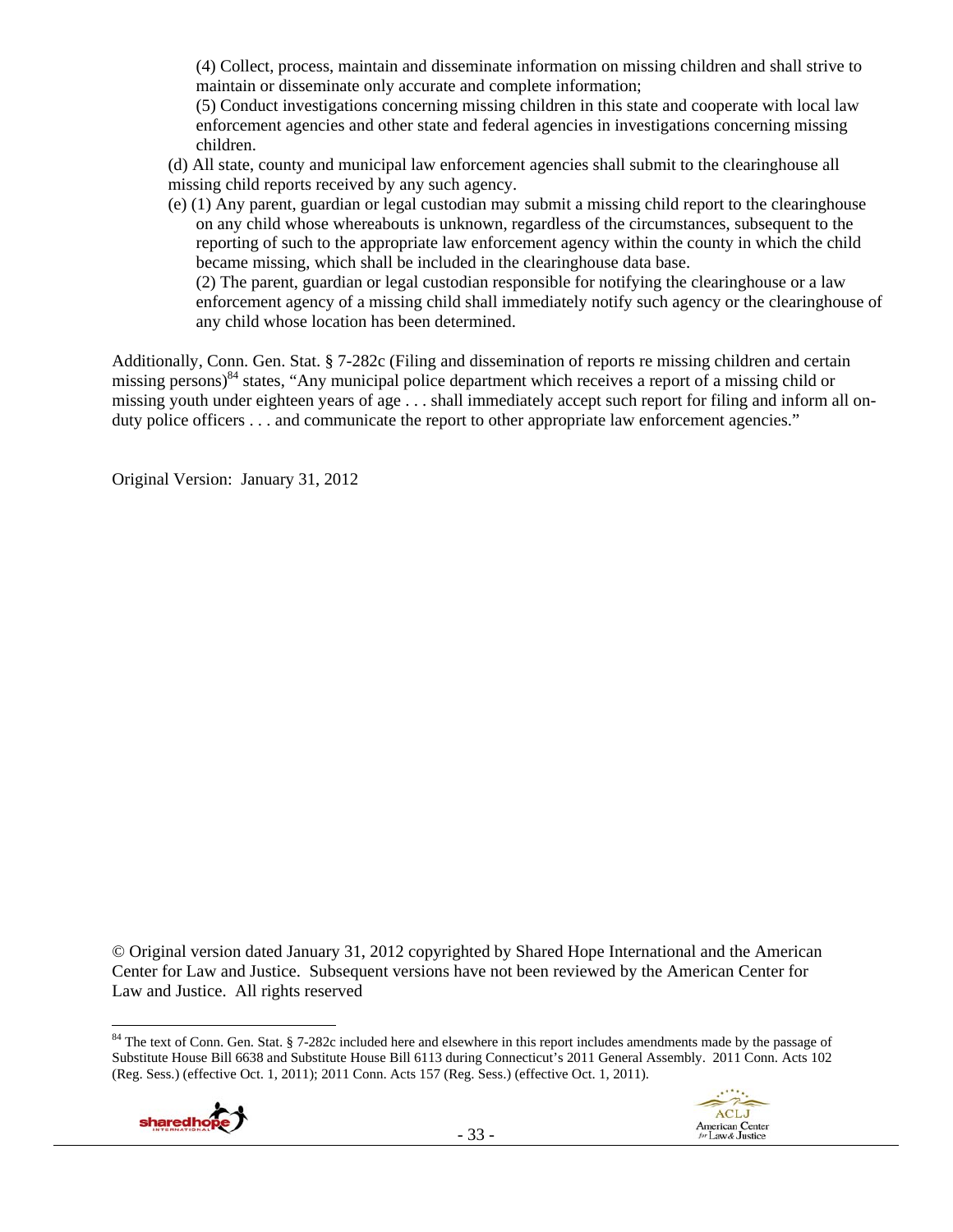(4) Collect, process, maintain and disseminate information on missing children and shall strive to maintain or disseminate only accurate and complete information;

(5) Conduct investigations concerning missing children in this state and cooperate with local law enforcement agencies and other state and federal agencies in investigations concerning missing children.

(d) All state, county and municipal law enforcement agencies shall submit to the clearinghouse all missing child reports received by any such agency.

(e) (1) Any parent, guardian or legal custodian may submit a missing child report to the clearinghouse on any child whose whereabouts is unknown, regardless of the circumstances, subsequent to the reporting of such to the appropriate law enforcement agency within the county in which the child became missing, which shall be included in the clearinghouse data base.

(2) The parent, guardian or legal custodian responsible for notifying the clearinghouse or a law enforcement agency of a missing child shall immediately notify such agency or the clearinghouse of any child whose location has been determined.

Additionally, Conn. Gen. Stat. § 7-282c (Filing and dissemination of reports re missing children and certain missing persons)[84] states, "Any municipal police department which receives a report of a missing child or missing youth under eighteen years of age . . . shall immediately accept such report for filing and inform all on-duty police officers . . . and communicate the report to other appropriate law enforcement agencies."

Original Version: January 31, 2012

© Original version dated January 31, 2012 copyrighted by Shared Hope International and the American Center for Law and Justice. Subsequent versions have not been reviewed by the American Center for Law and Justice. All rights reserved

[84] The text of Conn. Gen. Stat. § 7-282c included here and elsewhere in this report includes amendments made by the passage of Substitute House Bill 6638 and Substitute House Bill 6113 during Connecticut's 2011 General Assembly. 2011 Conn. Acts 102 (Reg. Sess.) (effective Oct. 1, 2011); 2011 Conn. Acts 157 (Reg. Sess.) (effective Oct. 1, 2011).